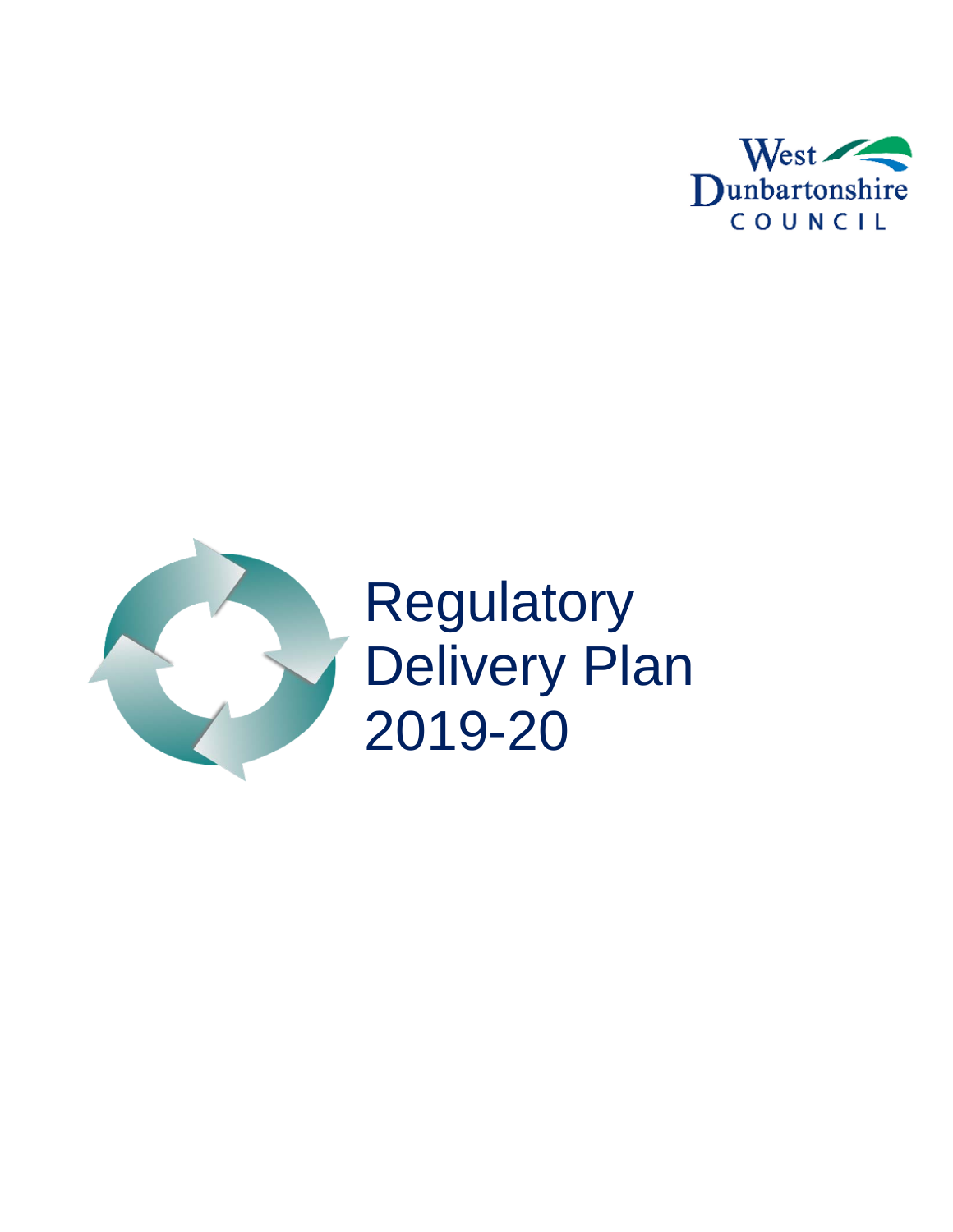West Dunbartonshire COUNCIL

# Regulatory Delivery Plan 2019-20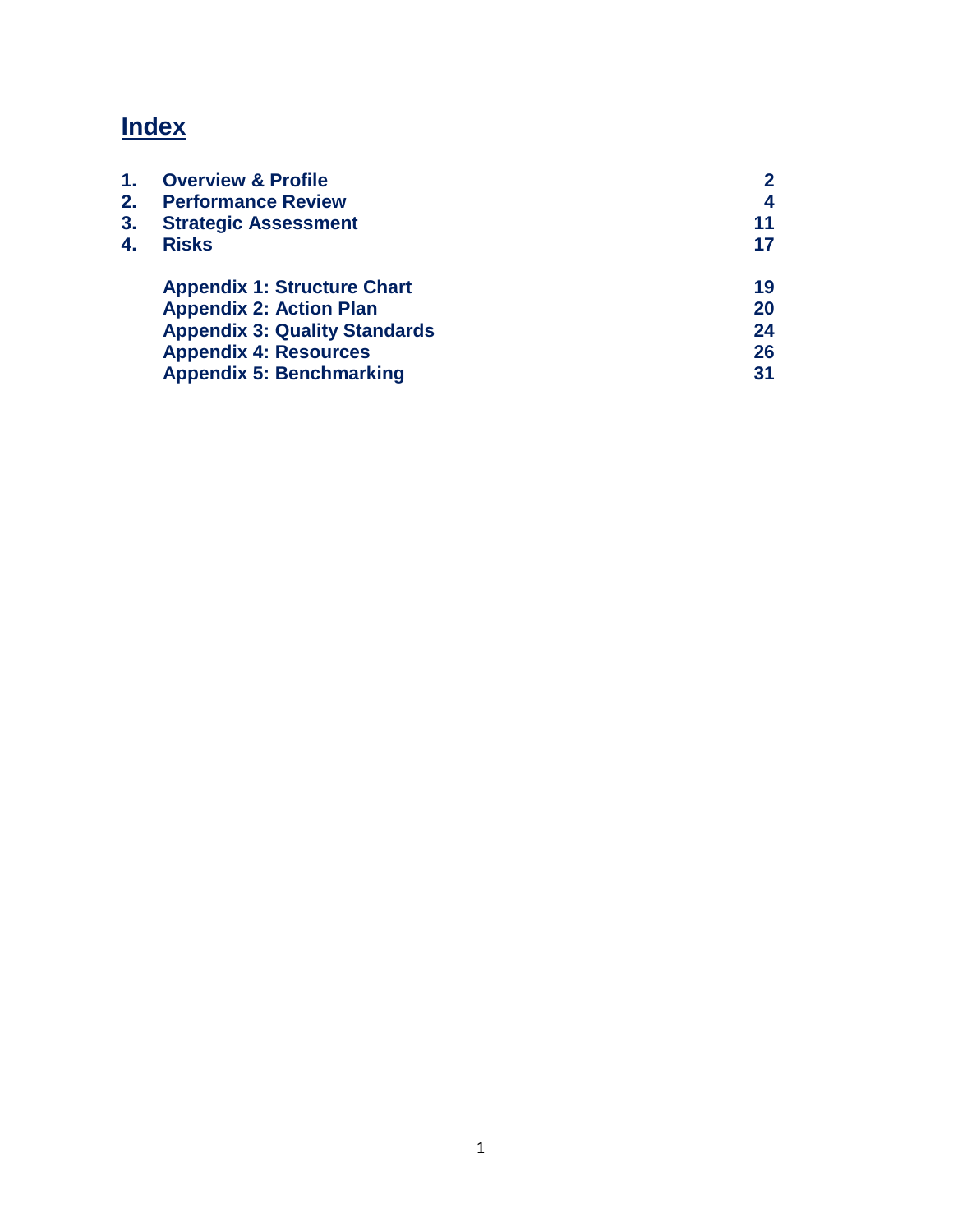# Index

| | | |
|---|---|---|
| **1.** | **Overview & Profile** | **2** |
| **2.** | **Performance Review** | **4** |
| **3.** | **Strategic Assessment** | **11** |
| **4.** | **Risks** | **17** |
| | **Appendix 1: Structure Chart** | **19** |
| | **Appendix 2: Action Plan** | **20** |
| | **Appendix 3: Quality Standards** | **24** |
| | **Appendix 4: Resources** | **26** |
| | **Appendix 5: Benchmarking** | **31** |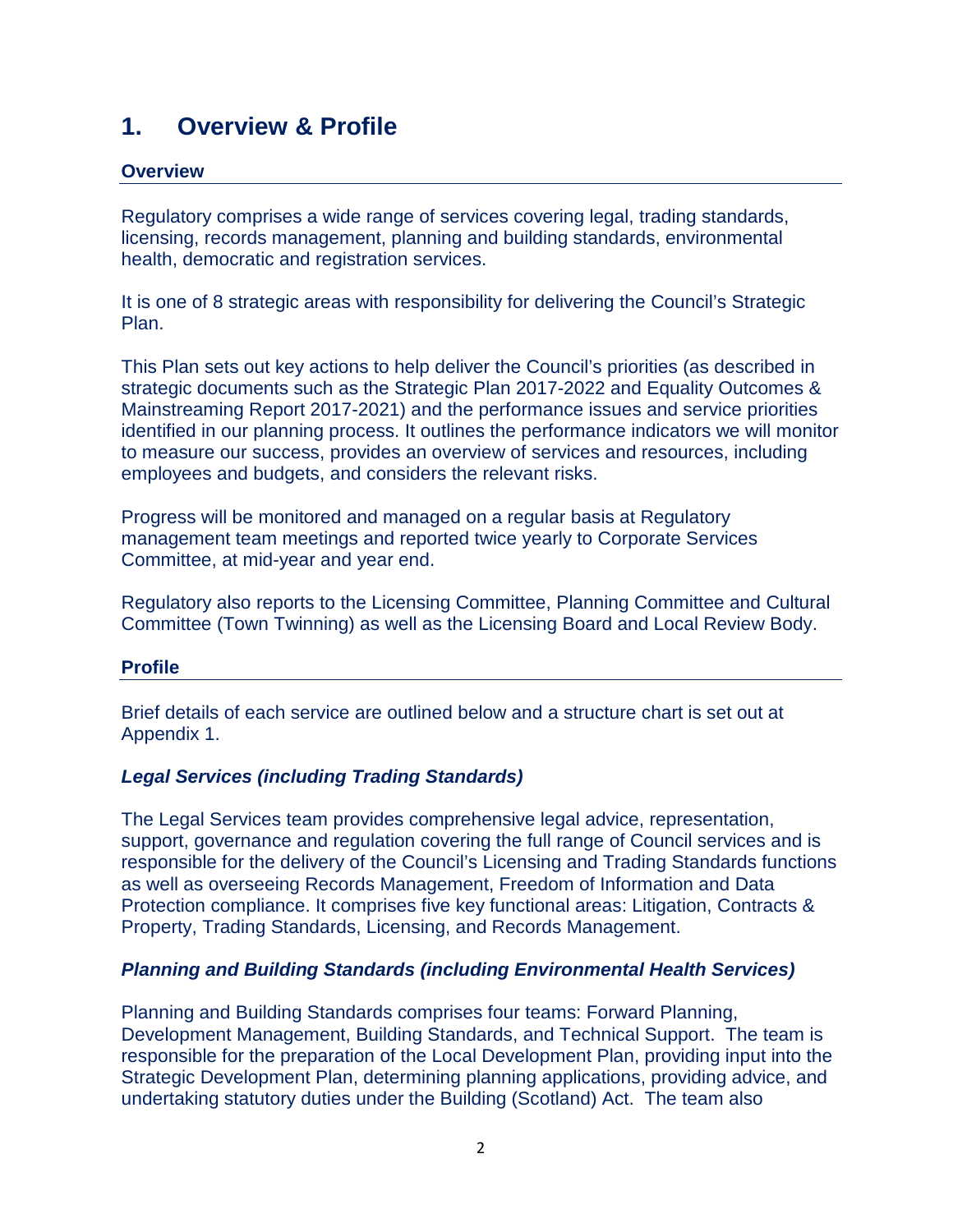# 1. Overview & Profile

## Overview

Regulatory comprises a wide range of services covering legal, trading standards, licensing, records management, planning and building standards, environmental health, democratic and registration services.

It is one of 8 strategic areas with responsibility for delivering the Council's Strategic Plan.

This Plan sets out key actions to help deliver the Council's priorities (as described in strategic documents such as the Strategic Plan 2017-2022 and Equality Outcomes & Mainstreaming Report 2017-2021) and the performance issues and service priorities identified in our planning process. It outlines the performance indicators we will monitor to measure our success, provides an overview of services and resources, including employees and budgets, and considers the relevant risks.

Progress will be monitored and managed on a regular basis at Regulatory management team meetings and reported twice yearly to Corporate Services Committee, at mid-year and year end.

Regulatory also reports to the Licensing Committee, Planning Committee and Cultural Committee (Town Twinning) as well as the Licensing Board and Local Review Body.

## Profile

Brief details of each service are outlined below and a structure chart is set out at Appendix 1.

### *Legal Services (including Trading Standards)*

The Legal Services team provides comprehensive legal advice, representation, support, governance and regulation covering the full range of Council services and is responsible for the delivery of the Council's Licensing and Trading Standards functions as well as overseeing Records Management, Freedom of Information and Data Protection compliance. It comprises five key functional areas: Litigation, Contracts & Property, Trading Standards, Licensing, and Records Management.

### *Planning and Building Standards (including Environmental Health Services)*

Planning and Building Standards comprises four teams: Forward Planning, Development Management, Building Standards, and Technical Support. The team is responsible for the preparation of the Local Development Plan, providing input into the Strategic Development Plan, determining planning applications, providing advice, and undertaking statutory duties under the Building (Scotland) Act. The team also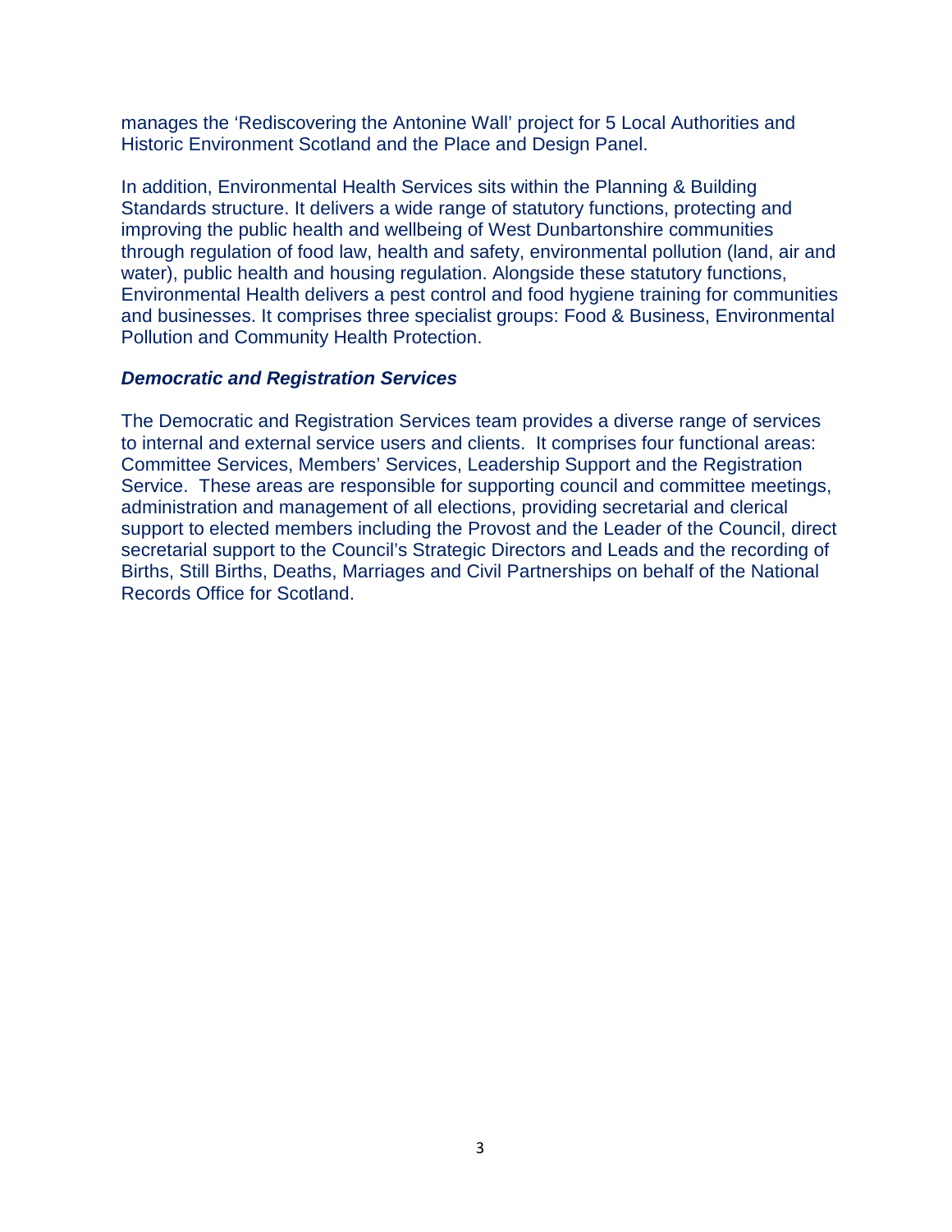manages the 'Rediscovering the Antonine Wall' project for 5 Local Authorities and Historic Environment Scotland and the Place and Design Panel.

In addition, Environmental Health Services sits within the Planning & Building Standards structure. It delivers a wide range of statutory functions, protecting and improving the public health and wellbeing of West Dunbartonshire communities through regulation of food law, health and safety, environmental pollution (land, air and water), public health and housing regulation. Alongside these statutory functions, Environmental Health delivers a pest control and food hygiene training for communities and businesses. It comprises three specialist groups: Food & Business, Environmental Pollution and Community Health Protection.

***Democratic and Registration Services***

The Democratic and Registration Services team provides a diverse range of services to internal and external service users and clients. It comprises four functional areas: Committee Services, Members' Services, Leadership Support and the Registration Service. These areas are responsible for supporting council and committee meetings, administration and management of all elections, providing secretarial and clerical support to elected members including the Provost and the Leader of the Council, direct secretarial support to the Council's Strategic Directors and Leads and the recording of Births, Still Births, Deaths, Marriages and Civil Partnerships on behalf of the National Records Office for Scotland.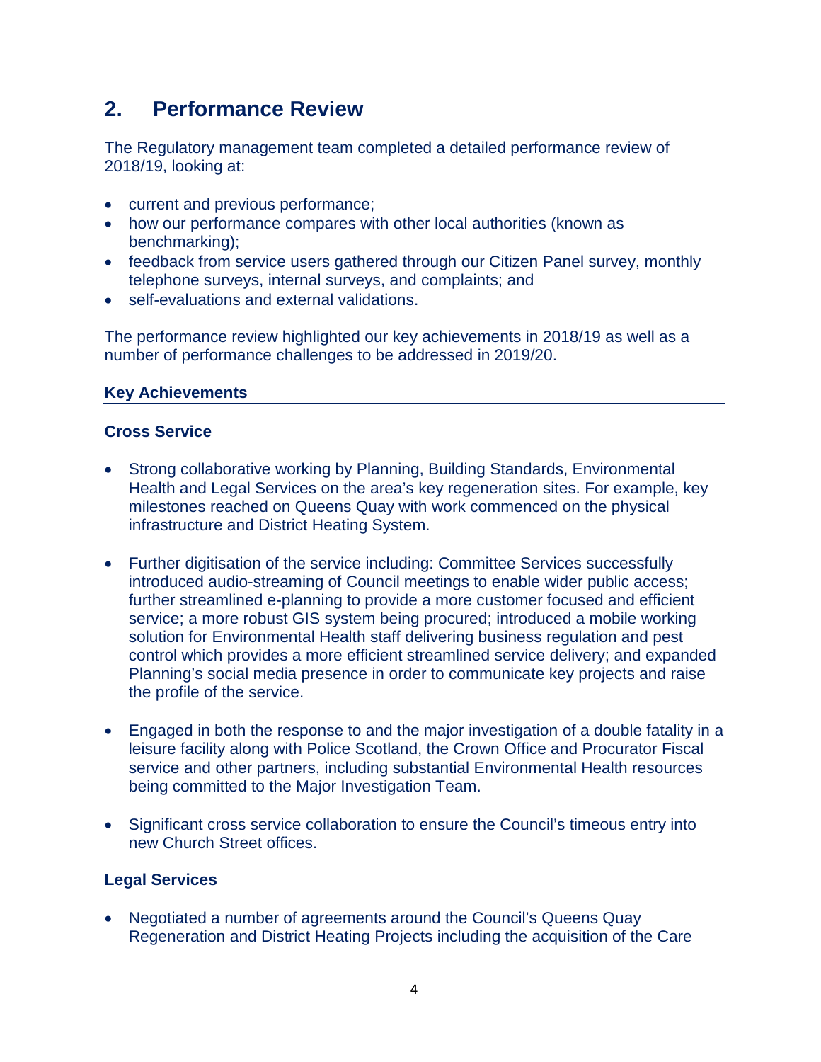## 2. Performance Review

The Regulatory management team completed a detailed performance review of 2018/19, looking at:

- current and previous performance;
- how our performance compares with other local authorities (known as benchmarking);
- feedback from service users gathered through our Citizen Panel survey, monthly telephone surveys, internal surveys, and complaints; and
- self-evaluations and external validations.

The performance review highlighted our key achievements in 2018/19 as well as a number of performance challenges to be addressed in 2019/20.

### Key Achievements

#### Cross Service

- Strong collaborative working by Planning, Building Standards, Environmental Health and Legal Services on the area's key regeneration sites. For example, key milestones reached on Queens Quay with work commenced on the physical infrastructure and District Heating System.

- Further digitisation of the service including: Committee Services successfully introduced audio-streaming of Council meetings to enable wider public access; further streamlined e-planning to provide a more customer focused and efficient service; a more robust GIS system being procured; introduced a mobile working solution for Environmental Health staff delivering business regulation and pest control which provides a more efficient streamlined service delivery; and expanded Planning's social media presence in order to communicate key projects and raise the profile of the service.

- Engaged in both the response to and the major investigation of a double fatality in a leisure facility along with Police Scotland, the Crown Office and Procurator Fiscal service and other partners, including substantial Environmental Health resources being committed to the Major Investigation Team.

- Significant cross service collaboration to ensure the Council's timeous entry into new Church Street offices.

#### Legal Services

- Negotiated a number of agreements around the Council's Queens Quay Regeneration and District Heating Projects including the acquisition of the Care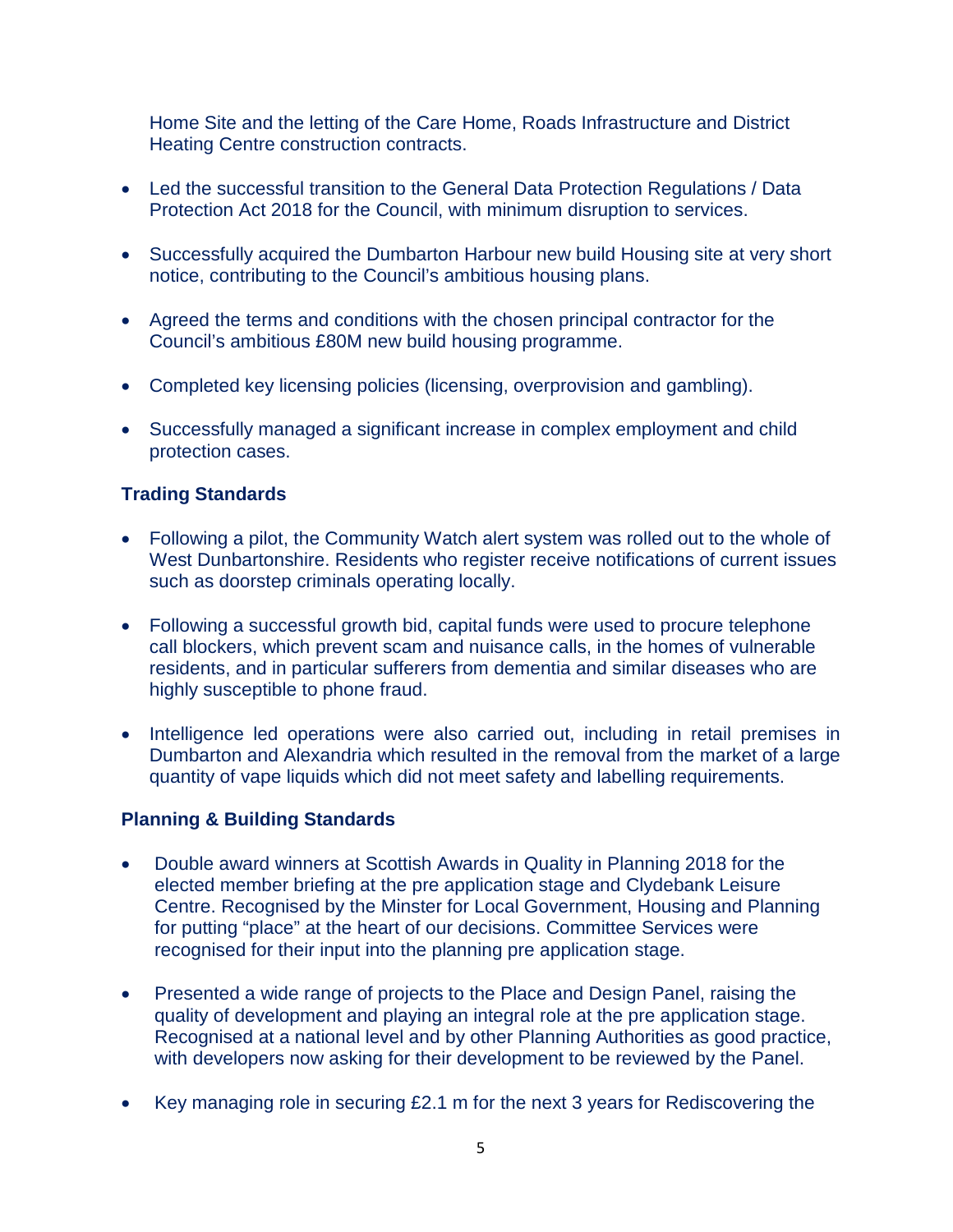Home Site and the letting of the Care Home, Roads Infrastructure and District Heating Centre construction contracts.

- Led the successful transition to the General Data Protection Regulations / Data Protection Act 2018 for the Council, with minimum disruption to services.
- Successfully acquired the Dumbarton Harbour new build Housing site at very short notice, contributing to the Council's ambitious housing plans.
- Agreed the terms and conditions with the chosen principal contractor for the Council's ambitious £80M new build housing programme.
- Completed key licensing policies (licensing, overprovision and gambling).
- Successfully managed a significant increase in complex employment and child protection cases.

**Trading Standards**

- Following a pilot, the Community Watch alert system was rolled out to the whole of West Dunbartonshire. Residents who register receive notifications of current issues such as doorstep criminals operating locally.
- Following a successful growth bid, capital funds were used to procure telephone call blockers, which prevent scam and nuisance calls, in the homes of vulnerable residents, and in particular sufferers from dementia and similar diseases who are highly susceptible to phone fraud.
- Intelligence led operations were also carried out, including in retail premises in Dumbarton and Alexandria which resulted in the removal from the market of a large quantity of vape liquids which did not meet safety and labelling requirements.

**Planning & Building Standards**

- Double award winners at Scottish Awards in Quality in Planning 2018 for the elected member briefing at the pre application stage and Clydebank Leisure Centre. Recognised by the Minster for Local Government, Housing and Planning for putting "place" at the heart of our decisions. Committee Services were recognised for their input into the planning pre application stage.
- Presented a wide range of projects to the Place and Design Panel, raising the quality of development and playing an integral role at the pre application stage. Recognised at a national level and by other Planning Authorities as good practice, with developers now asking for their development to be reviewed by the Panel.
- Key managing role in securing £2.1 m for the next 3 years for Rediscovering the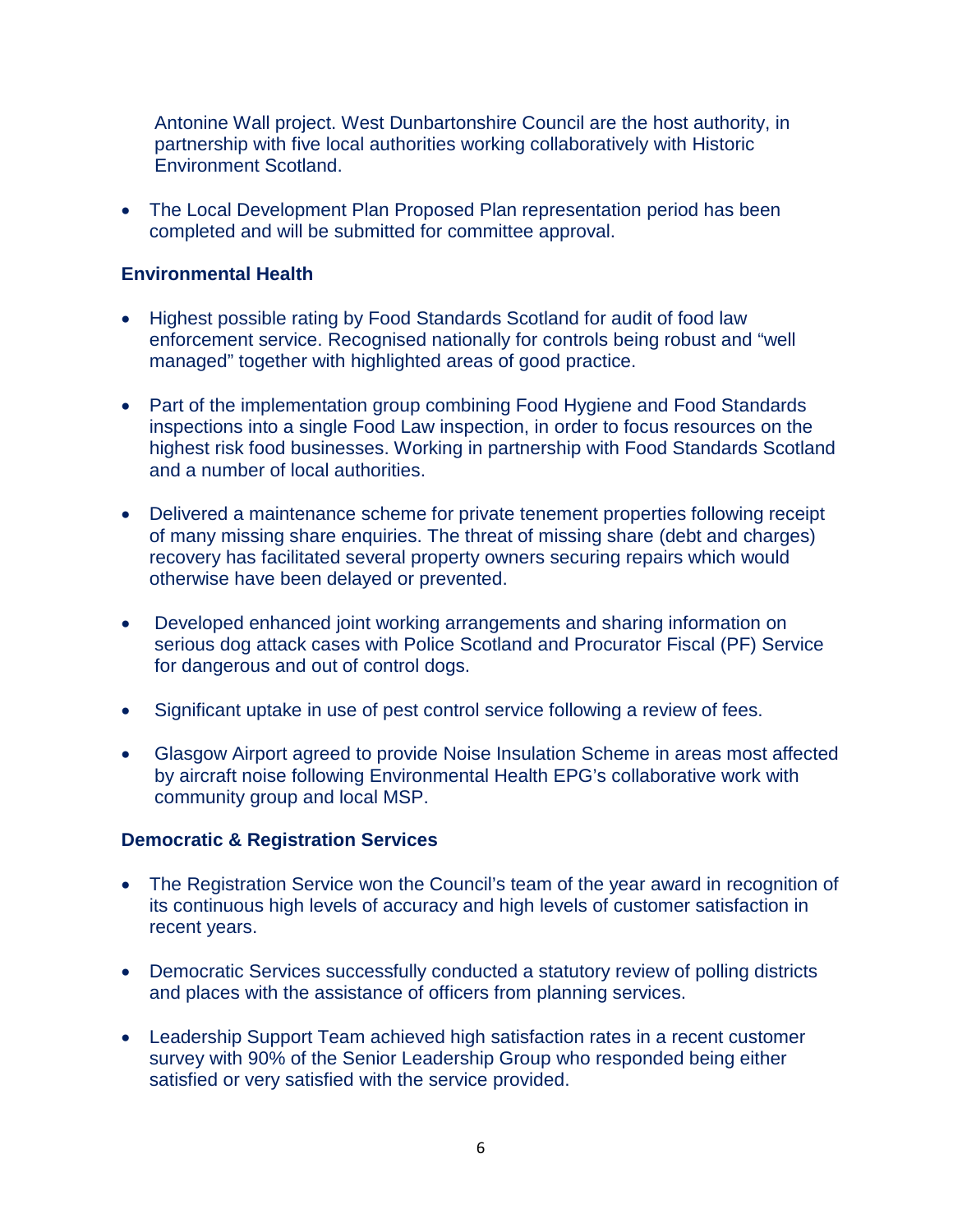Antonine Wall project. West Dunbartonshire Council are the host authority, in partnership with five local authorities working collaboratively with Historic Environment Scotland.

- The Local Development Plan Proposed Plan representation period has been completed and will be submitted for committee approval.

**Environmental Health**

- Highest possible rating by Food Standards Scotland for audit of food law enforcement service. Recognised nationally for controls being robust and "well managed" together with highlighted areas of good practice.

- Part of the implementation group combining Food Hygiene and Food Standards inspections into a single Food Law inspection, in order to focus resources on the highest risk food businesses. Working in partnership with Food Standards Scotland and a number of local authorities.

- Delivered a maintenance scheme for private tenement properties following receipt of many missing share enquiries. The threat of missing share (debt and charges) recovery has facilitated several property owners securing repairs which would otherwise have been delayed or prevented.

- Developed enhanced joint working arrangements and sharing information on serious dog attack cases with Police Scotland and Procurator Fiscal (PF) Service for dangerous and out of control dogs.

- Significant uptake in use of pest control service following a review of fees.

- Glasgow Airport agreed to provide Noise Insulation Scheme in areas most affected by aircraft noise following Environmental Health EPG's collaborative work with community group and local MSP.

**Democratic & Registration Services**

- The Registration Service won the Council's team of the year award in recognition of its continuous high levels of accuracy and high levels of customer satisfaction in recent years.

- Democratic Services successfully conducted a statutory review of polling districts and places with the assistance of officers from planning services.

- Leadership Support Team achieved high satisfaction rates in a recent customer survey with 90% of the Senior Leadership Group who responded being either satisfied or very satisfied with the service provided.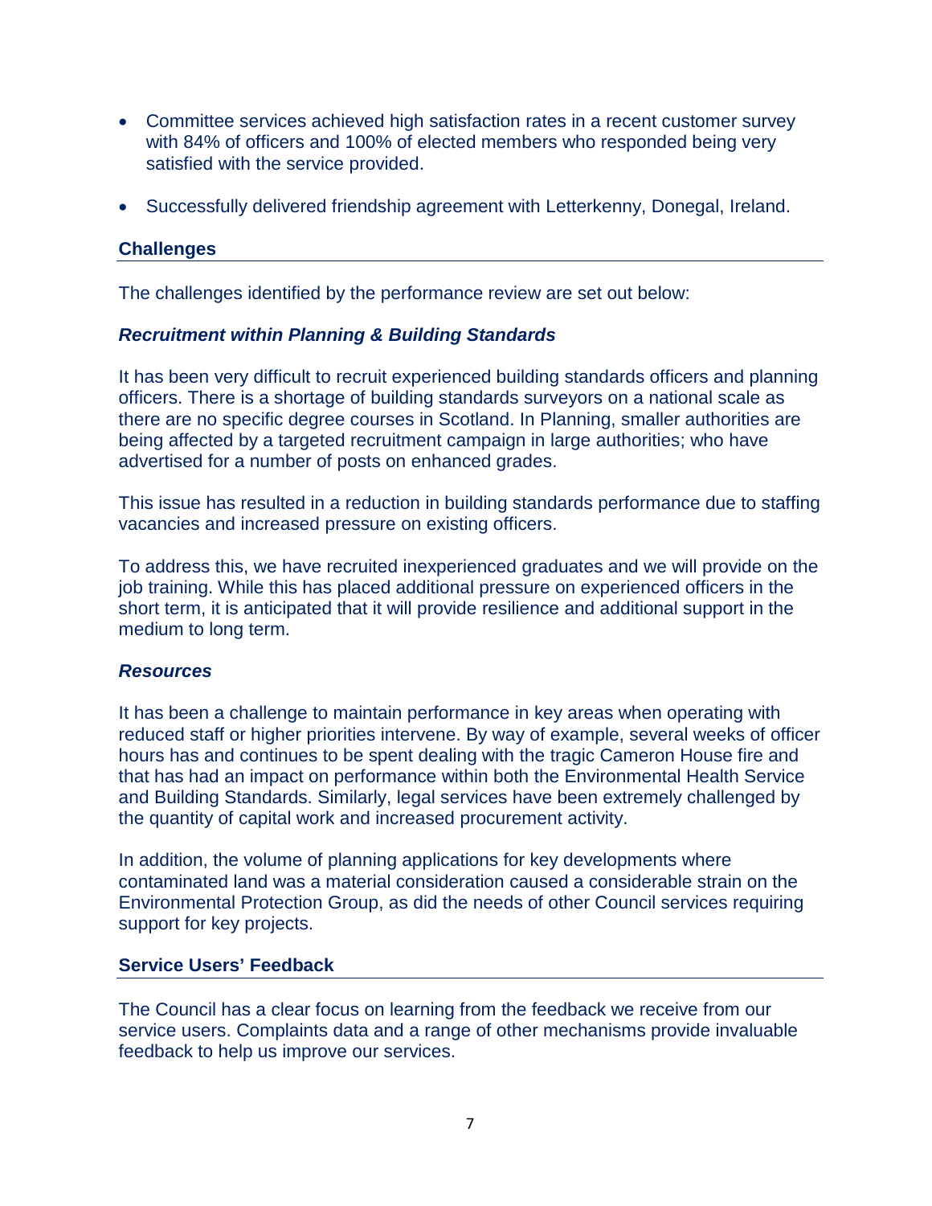- Committee services achieved high satisfaction rates in a recent customer survey with 84% of officers and 100% of elected members who responded being very satisfied with the service provided.

- Successfully delivered friendship agreement with Letterkenny, Donegal, Ireland.

## Challenges

The challenges identified by the performance review are set out below:

### *Recruitment within Planning & Building Standards*

It has been very difficult to recruit experienced building standards officers and planning officers. There is a shortage of building standards surveyors on a national scale as there are no specific degree courses in Scotland. In Planning, smaller authorities are being affected by a targeted recruitment campaign in large authorities; who have advertised for a number of posts on enhanced grades.

This issue has resulted in a reduction in building standards performance due to staffing vacancies and increased pressure on existing officers.

To address this, we have recruited inexperienced graduates and we will provide on the job training. While this has placed additional pressure on experienced officers in the short term, it is anticipated that it will provide resilience and additional support in the medium to long term.

### *Resources*

It has been a challenge to maintain performance in key areas when operating with reduced staff or higher priorities intervene. By way of example, several weeks of officer hours has and continues to be spent dealing with the tragic Cameron House fire and that has had an impact on performance within both the Environmental Health Service and Building Standards. Similarly, legal services have been extremely challenged by the quantity of capital work and increased procurement activity.

In addition, the volume of planning applications for key developments where contaminated land was a material consideration caused a considerable strain on the Environmental Protection Group, as did the needs of other Council services requiring support for key projects.

## Service Users' Feedback

The Council has a clear focus on learning from the feedback we receive from our service users. Complaints data and a range of other mechanisms provide invaluable feedback to help us improve our services.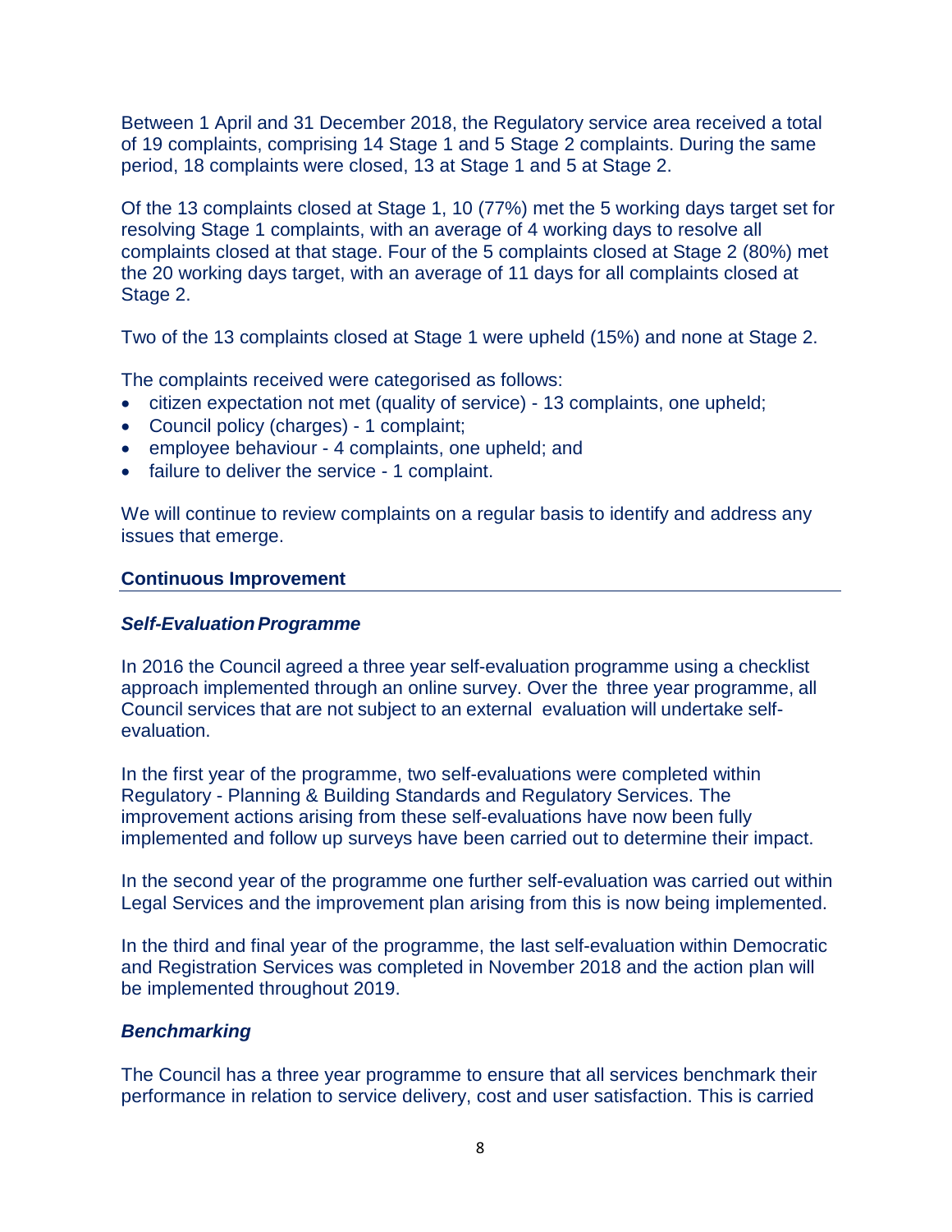Between 1 April and 31 December 2018, the Regulatory service area received a total of 19 complaints, comprising 14 Stage 1 and 5 Stage 2 complaints. During the same period, 18 complaints were closed, 13 at Stage 1 and 5 at Stage 2.

Of the 13 complaints closed at Stage 1, 10 (77%) met the 5 working days target set for resolving Stage 1 complaints, with an average of 4 working days to resolve all complaints closed at that stage. Four of the 5 complaints closed at Stage 2 (80%) met the 20 working days target, with an average of 11 days for all complaints closed at Stage 2.

Two of the 13 complaints closed at Stage 1 were upheld (15%) and none at Stage 2.

The complaints received were categorised as follows:

- citizen expectation not met (quality of service) - 13 complaints, one upheld;
- Council policy (charges) - 1 complaint;
- employee behaviour - 4 complaints, one upheld; and
- failure to deliver the service - 1 complaint.

We will continue to review complaints on a regular basis to identify and address any issues that emerge.

## Continuous Improvement

### *Self-Evaluation Programme*

In 2016 the Council agreed a three year self-evaluation programme using a checklist approach implemented through an online survey. Over the three year programme, all Council services that are not subject to an external evaluation will undertake self-evaluation.

In the first year of the programme, two self-evaluations were completed within Regulatory - Planning & Building Standards and Regulatory Services. The improvement actions arising from these self-evaluations have now been fully implemented and follow up surveys have been carried out to determine their impact.

In the second year of the programme one further self-evaluation was carried out within Legal Services and the improvement plan arising from this is now being implemented.

In the third and final year of the programme, the last self-evaluation within Democratic and Registration Services was completed in November 2018 and the action plan will be implemented throughout 2019.

### *Benchmarking*

The Council has a three year programme to ensure that all services benchmark their performance in relation to service delivery, cost and user satisfaction. This is carried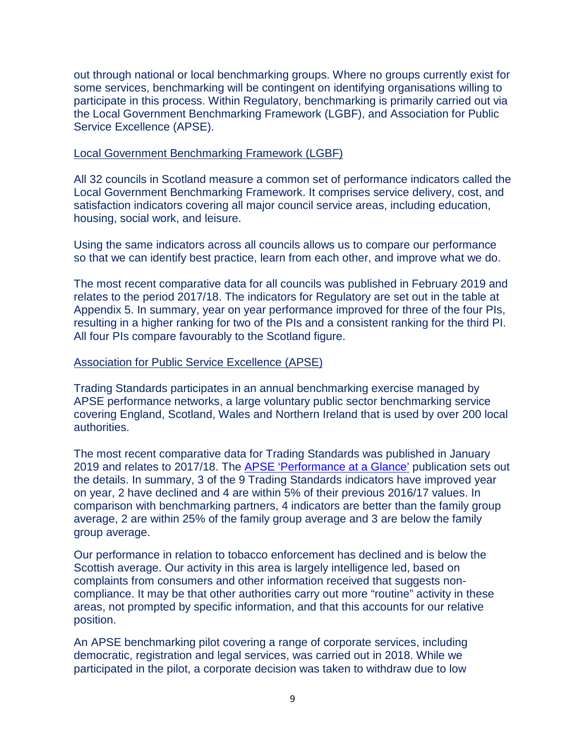out through national or local benchmarking groups. Where no groups currently exist for some services, benchmarking will be contingent on identifying organisations willing to participate in this process. Within Regulatory, benchmarking is primarily carried out via the Local Government Benchmarking Framework (LGBF), and Association for Public Service Excellence (APSE).

<u>Local Government Benchmarking Framework (LGBF)</u>

All 32 councils in Scotland measure a common set of performance indicators called the Local Government Benchmarking Framework. It comprises service delivery, cost, and satisfaction indicators covering all major council service areas, including education, housing, social work, and leisure.

Using the same indicators across all councils allows us to compare our performance so that we can identify best practice, learn from each other, and improve what we do.

The most recent comparative data for all councils was published in February 2019 and relates to the period 2017/18. The indicators for Regulatory are set out in the table at Appendix 5. In summary, year on year performance improved for three of the four PIs, resulting in a higher ranking for two of the PIs and a consistent ranking for the third PI. All four PIs compare favourably to the Scotland figure.

<u>Association for Public Service Excellence (APSE)</u>

Trading Standards participates in an annual benchmarking exercise managed by APSE performance networks, a large voluntary public sector benchmarking service covering England, Scotland, Wales and Northern Ireland that is used by over 200 local authorities.

The most recent comparative data for Trading Standards was published in January 2019 and relates to 2017/18. The APSE 'Performance at a Glance' publication sets out the details. In summary, 3 of the 9 Trading Standards indicators have improved year on year, 2 have declined and 4 are within 5% of their previous 2016/17 values. In comparison with benchmarking partners, 4 indicators are better than the family group average, 2 are within 25% of the family group average and 3 are below the family group average.

Our performance in relation to tobacco enforcement has declined and is below the Scottish average. Our activity in this area is largely intelligence led, based on complaints from consumers and other information received that suggests non-compliance. It may be that other authorities carry out more "routine" activity in these areas, not prompted by specific information, and that this accounts for our relative position.

An APSE benchmarking pilot covering a range of corporate services, including democratic, registration and legal services, was carried out in 2018. While we participated in the pilot, a corporate decision was taken to withdraw due to low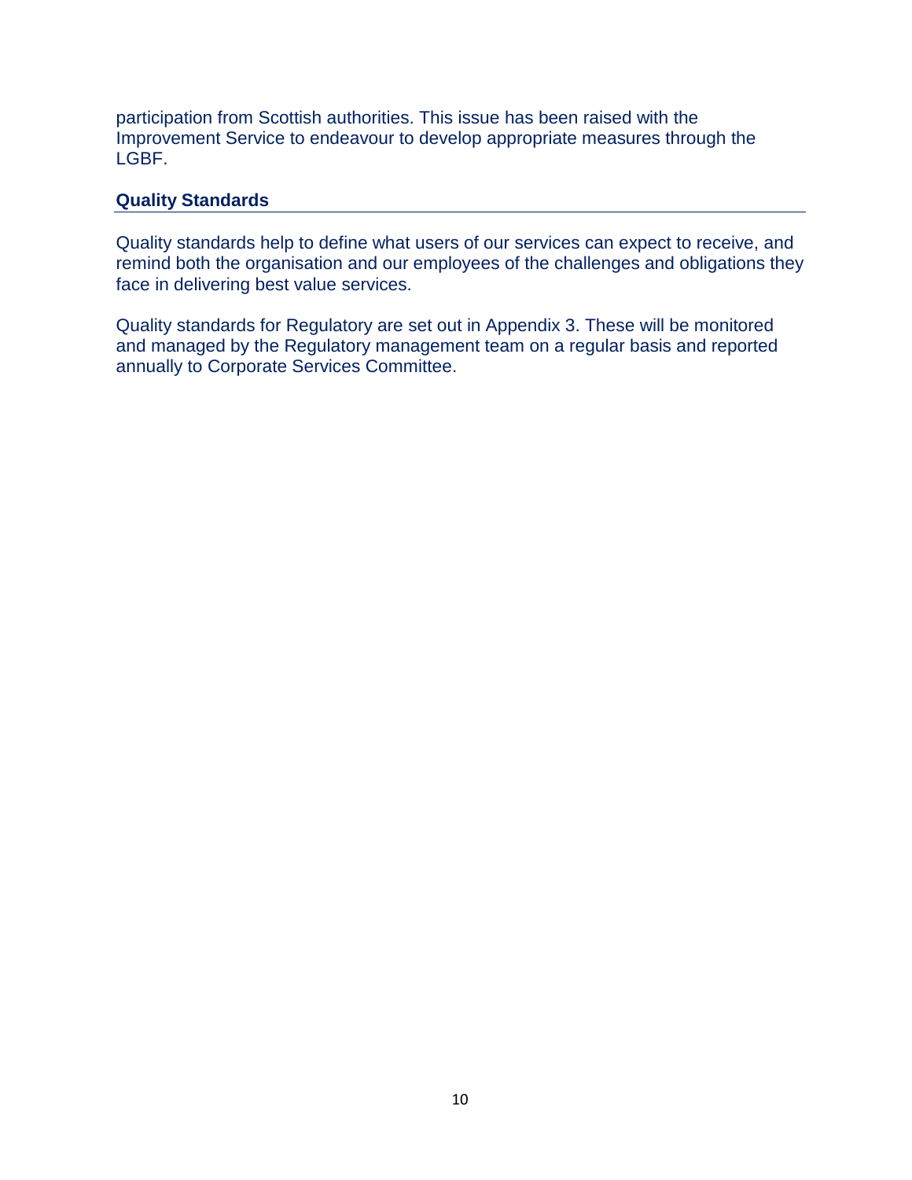participation from Scottish authorities. This issue has been raised with the Improvement Service to endeavour to develop appropriate measures through the LGBF.

## Quality Standards

Quality standards help to define what users of our services can expect to receive, and remind both the organisation and our employees of the challenges and obligations they face in delivering best value services.

Quality standards for Regulatory are set out in Appendix 3. These will be monitored and managed by the Regulatory management team on a regular basis and reported annually to Corporate Services Committee.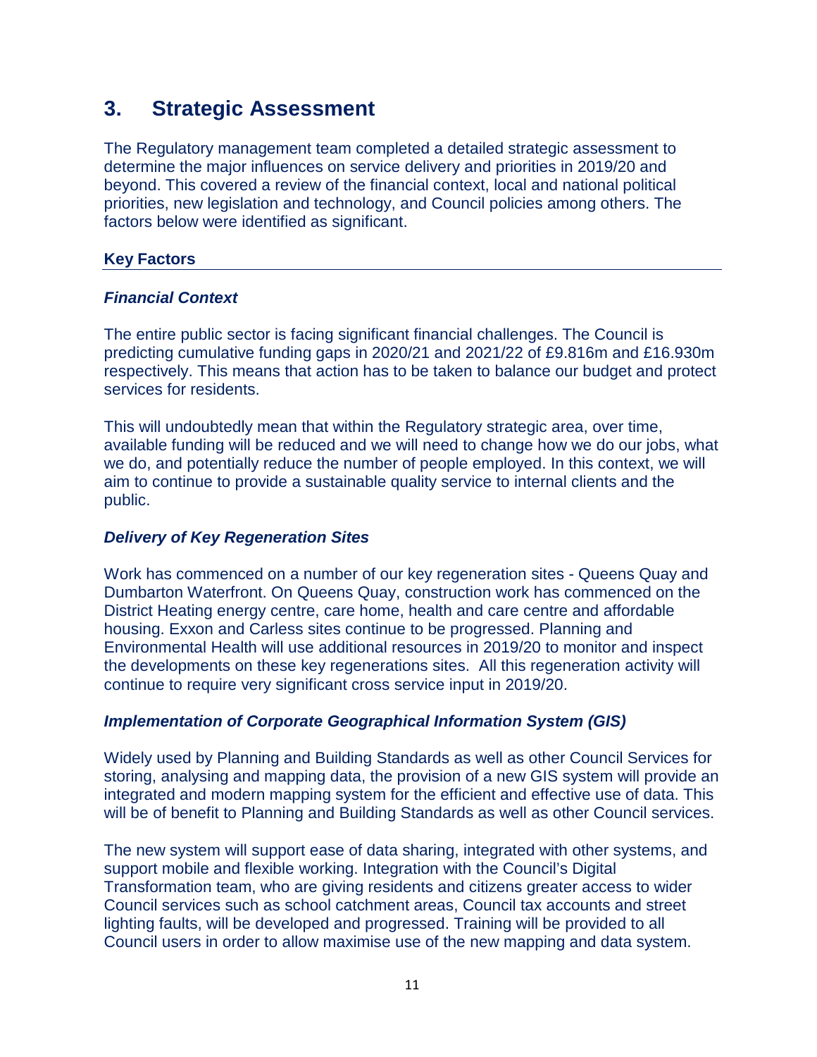## 3. Strategic Assessment

The Regulatory management team completed a detailed strategic assessment to determine the major influences on service delivery and priorities in 2019/20 and beyond. This covered a review of the financial context, local and national political priorities, new legislation and technology, and Council policies among others. The factors below were identified as significant.

### Key Factors

#### *Financial Context*

The entire public sector is facing significant financial challenges. The Council is predicting cumulative funding gaps in 2020/21 and 2021/22 of £9.816m and £16.930m respectively. This means that action has to be taken to balance our budget and protect services for residents.

This will undoubtedly mean that within the Regulatory strategic area, over time, available funding will be reduced and we will need to change how we do our jobs, what we do, and potentially reduce the number of people employed. In this context, we will aim to continue to provide a sustainable quality service to internal clients and the public.

#### *Delivery of Key Regeneration Sites*

Work has commenced on a number of our key regeneration sites - Queens Quay and Dumbarton Waterfront. On Queens Quay, construction work has commenced on the District Heating energy centre, care home, health and care centre and affordable housing. Exxon and Carless sites continue to be progressed. Planning and Environmental Health will use additional resources in 2019/20 to monitor and inspect the developments on these key regenerations sites. All this regeneration activity will continue to require very significant cross service input in 2019/20.

#### *Implementation of Corporate Geographical Information System (GIS)*

Widely used by Planning and Building Standards as well as other Council Services for storing, analysing and mapping data, the provision of a new GIS system will provide an integrated and modern mapping system for the efficient and effective use of data. This will be of benefit to Planning and Building Standards as well as other Council services.

The new system will support ease of data sharing, integrated with other systems, and support mobile and flexible working. Integration with the Council's Digital Transformation team, who are giving residents and citizens greater access to wider Council services such as school catchment areas, Council tax accounts and street lighting faults, will be developed and progressed. Training will be provided to all Council users in order to allow maximise use of the new mapping and data system.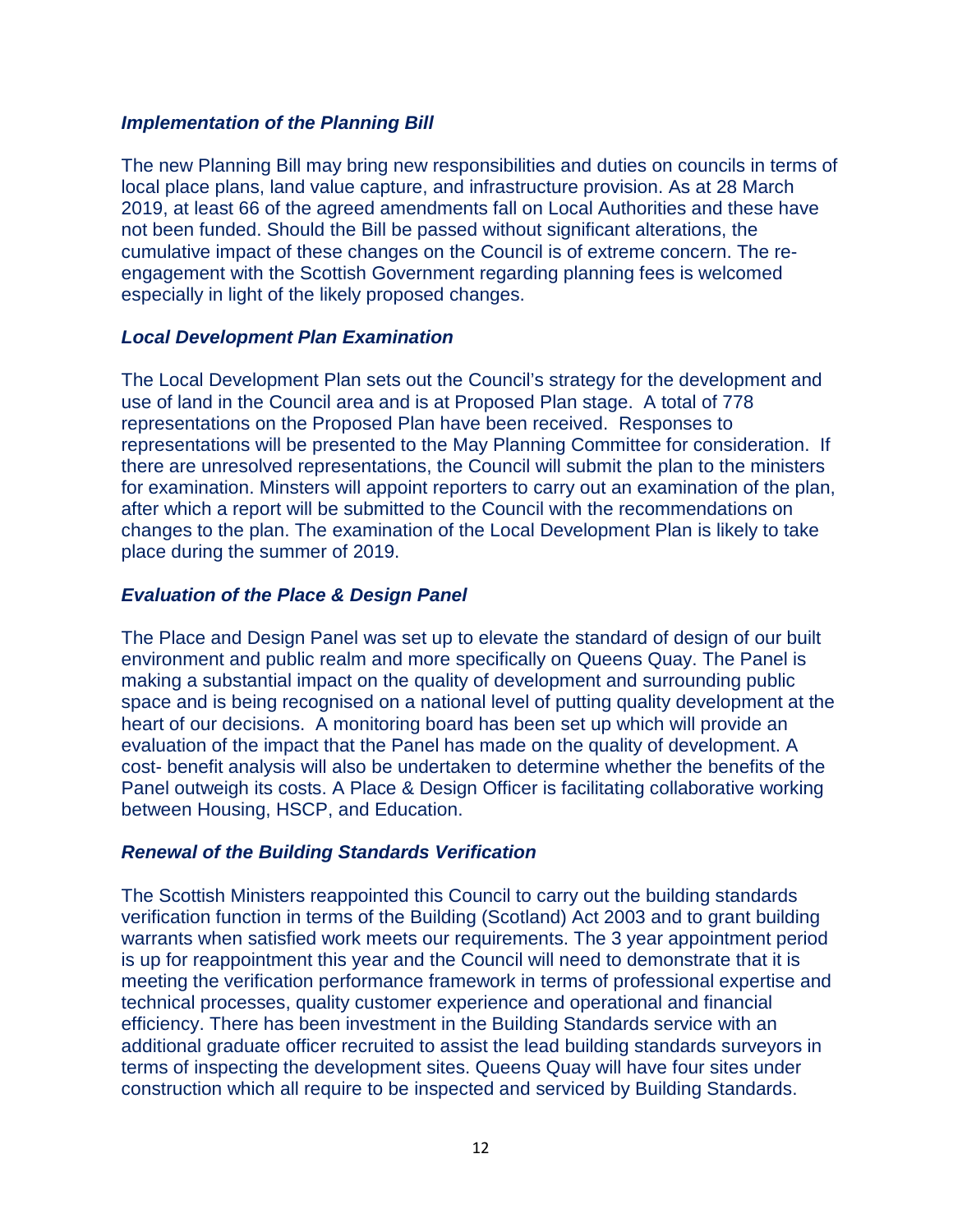### *Implementation of the Planning Bill*

The new Planning Bill may bring new responsibilities and duties on councils in terms of local place plans, land value capture, and infrastructure provision. As at 28 March 2019, at least 66 of the agreed amendments fall on Local Authorities and these have not been funded. Should the Bill be passed without significant alterations, the cumulative impact of these changes on the Council is of extreme concern. The re-engagement with the Scottish Government regarding planning fees is welcomed especially in light of the likely proposed changes.

### *Local Development Plan Examination*

The Local Development Plan sets out the Council's strategy for the development and use of land in the Council area and is at Proposed Plan stage. A total of 778 representations on the Proposed Plan have been received. Responses to representations will be presented to the May Planning Committee for consideration. If there are unresolved representations, the Council will submit the plan to the ministers for examination. Minsters will appoint reporters to carry out an examination of the plan, after which a report will be submitted to the Council with the recommendations on changes to the plan. The examination of the Local Development Plan is likely to take place during the summer of 2019.

### *Evaluation of the Place & Design Panel*

The Place and Design Panel was set up to elevate the standard of design of our built environment and public realm and more specifically on Queens Quay. The Panel is making a substantial impact on the quality of development and surrounding public space and is being recognised on a national level of putting quality development at the heart of our decisions. A monitoring board has been set up which will provide an evaluation of the impact that the Panel has made on the quality of development. A cost- benefit analysis will also be undertaken to determine whether the benefits of the Panel outweigh its costs. A Place & Design Officer is facilitating collaborative working between Housing, HSCP, and Education.

### *Renewal of the Building Standards Verification*

The Scottish Ministers reappointed this Council to carry out the building standards verification function in terms of the Building (Scotland) Act 2003 and to grant building warrants when satisfied work meets our requirements. The 3 year appointment period is up for reappointment this year and the Council will need to demonstrate that it is meeting the verification performance framework in terms of professional expertise and technical processes, quality customer experience and operational and financial efficiency. There has been investment in the Building Standards service with an additional graduate officer recruited to assist the lead building standards surveyors in terms of inspecting the development sites. Queens Quay will have four sites under construction which all require to be inspected and serviced by Building Standards.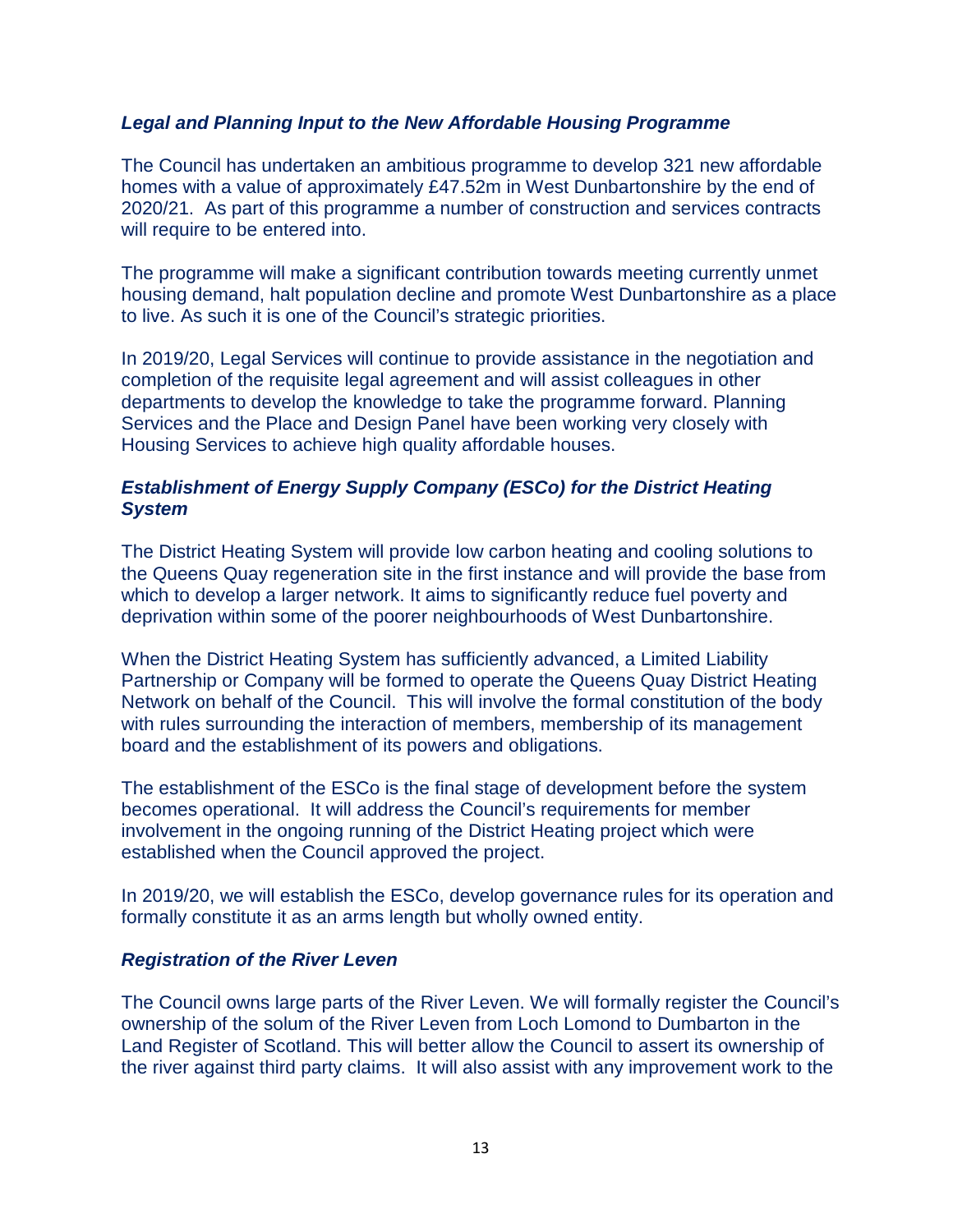### *Legal and Planning Input to the New Affordable Housing Programme*

The Council has undertaken an ambitious programme to develop 321 new affordable homes with a value of approximately £47.52m in West Dunbartonshire by the end of 2020/21. As part of this programme a number of construction and services contracts will require to be entered into.

The programme will make a significant contribution towards meeting currently unmet housing demand, halt population decline and promote West Dunbartonshire as a place to live. As such it is one of the Council's strategic priorities.

In 2019/20, Legal Services will continue to provide assistance in the negotiation and completion of the requisite legal agreement and will assist colleagues in other departments to develop the knowledge to take the programme forward. Planning Services and the Place and Design Panel have been working very closely with Housing Services to achieve high quality affordable houses.

### *Establishment of Energy Supply Company (ESCo) for the District Heating System*

The District Heating System will provide low carbon heating and cooling solutions to the Queens Quay regeneration site in the first instance and will provide the base from which to develop a larger network. It aims to significantly reduce fuel poverty and deprivation within some of the poorer neighbourhoods of West Dunbartonshire.

When the District Heating System has sufficiently advanced, a Limited Liability Partnership or Company will be formed to operate the Queens Quay District Heating Network on behalf of the Council. This will involve the formal constitution of the body with rules surrounding the interaction of members, membership of its management board and the establishment of its powers and obligations.

The establishment of the ESCo is the final stage of development before the system becomes operational. It will address the Council's requirements for member involvement in the ongoing running of the District Heating project which were established when the Council approved the project.

In 2019/20, we will establish the ESCo, develop governance rules for its operation and formally constitute it as an arms length but wholly owned entity.

### *Registration of the River Leven*

The Council owns large parts of the River Leven. We will formally register the Council's ownership of the solum of the River Leven from Loch Lomond to Dumbarton in the Land Register of Scotland. This will better allow the Council to assert its ownership of the river against third party claims. It will also assist with any improvement work to the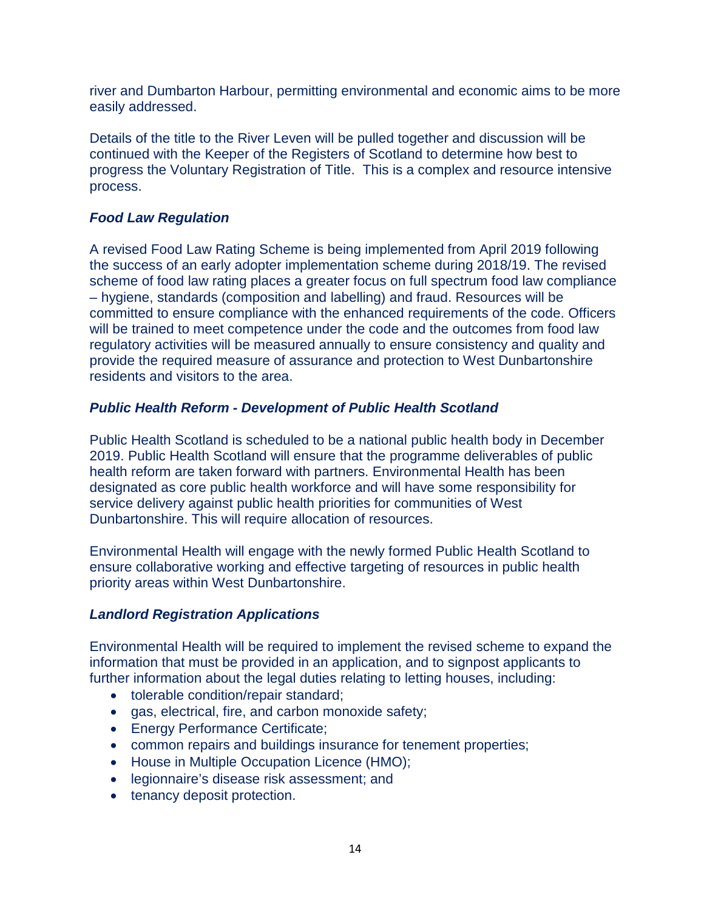river and Dumbarton Harbour, permitting environmental and economic aims to be more easily addressed.

Details of the title to the River Leven will be pulled together and discussion will be continued with the Keeper of the Registers of Scotland to determine how best to progress the Voluntary Registration of Title. This is a complex and resource intensive process.

***Food Law Regulation***

A revised Food Law Rating Scheme is being implemented from April 2019 following the success of an early adopter implementation scheme during 2018/19. The revised scheme of food law rating places a greater focus on full spectrum food law compliance – hygiene, standards (composition and labelling) and fraud. Resources will be committed to ensure compliance with the enhanced requirements of the code. Officers will be trained to meet competence under the code and the outcomes from food law regulatory activities will be measured annually to ensure consistency and quality and provide the required measure of assurance and protection to West Dunbartonshire residents and visitors to the area.

***Public Health Reform - Development of Public Health Scotland***

Public Health Scotland is scheduled to be a national public health body in December 2019. Public Health Scotland will ensure that the programme deliverables of public health reform are taken forward with partners. Environmental Health has been designated as core public health workforce and will have some responsibility for service delivery against public health priorities for communities of West Dunbartonshire. This will require allocation of resources.

Environmental Health will engage with the newly formed Public Health Scotland to ensure collaborative working and effective targeting of resources in public health priority areas within West Dunbartonshire.

***Landlord Registration Applications***

Environmental Health will be required to implement the revised scheme to expand the information that must be provided in an application, and to signpost applicants to further information about the legal duties relating to letting houses, including:

- tolerable condition/repair standard;
- gas, electrical, fire, and carbon monoxide safety;
- Energy Performance Certificate;
- common repairs and buildings insurance for tenement properties;
- House in Multiple Occupation Licence (HMO);
- legionnaire's disease risk assessment; and
- tenancy deposit protection.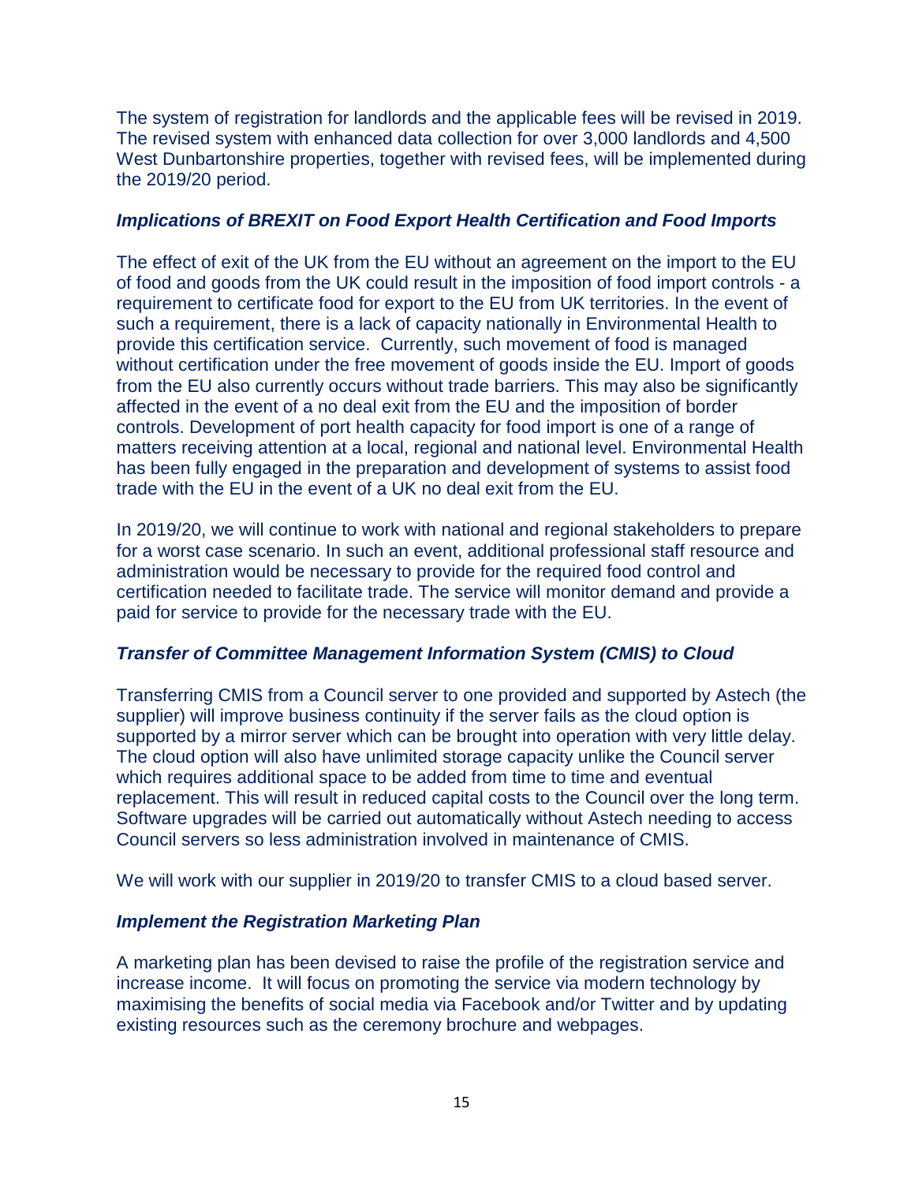The system of registration for landlords and the applicable fees will be revised in 2019. The revised system with enhanced data collection for over 3,000 landlords and 4,500 West Dunbartonshire properties, together with revised fees, will be implemented during the 2019/20 period.

### *Implications of BREXIT on Food Export Health Certification and Food Imports*

The effect of exit of the UK from the EU without an agreement on the import to the EU of food and goods from the UK could result in the imposition of food import controls - a requirement to certificate food for export to the EU from UK territories. In the event of such a requirement, there is a lack of capacity nationally in Environmental Health to provide this certification service. Currently, such movement of food is managed without certification under the free movement of goods inside the EU. Import of goods from the EU also currently occurs without trade barriers. This may also be significantly affected in the event of a no deal exit from the EU and the imposition of border controls. Development of port health capacity for food import is one of a range of matters receiving attention at a local, regional and national level. Environmental Health has been fully engaged in the preparation and development of systems to assist food trade with the EU in the event of a UK no deal exit from the EU.

In 2019/20, we will continue to work with national and regional stakeholders to prepare for a worst case scenario. In such an event, additional professional staff resource and administration would be necessary to provide for the required food control and certification needed to facilitate trade. The service will monitor demand and provide a paid for service to provide for the necessary trade with the EU.

### *Transfer of Committee Management Information System (CMIS) to Cloud*

Transferring CMIS from a Council server to one provided and supported by Astech (the supplier) will improve business continuity if the server fails as the cloud option is supported by a mirror server which can be brought into operation with very little delay. The cloud option will also have unlimited storage capacity unlike the Council server which requires additional space to be added from time to time and eventual replacement. This will result in reduced capital costs to the Council over the long term. Software upgrades will be carried out automatically without Astech needing to access Council servers so less administration involved in maintenance of CMIS.

We will work with our supplier in 2019/20 to transfer CMIS to a cloud based server.

### *Implement the Registration Marketing Plan*

A marketing plan has been devised to raise the profile of the registration service and increase income. It will focus on promoting the service via modern technology by maximising the benefits of social media via Facebook and/or Twitter and by updating existing resources such as the ceremony brochure and webpages.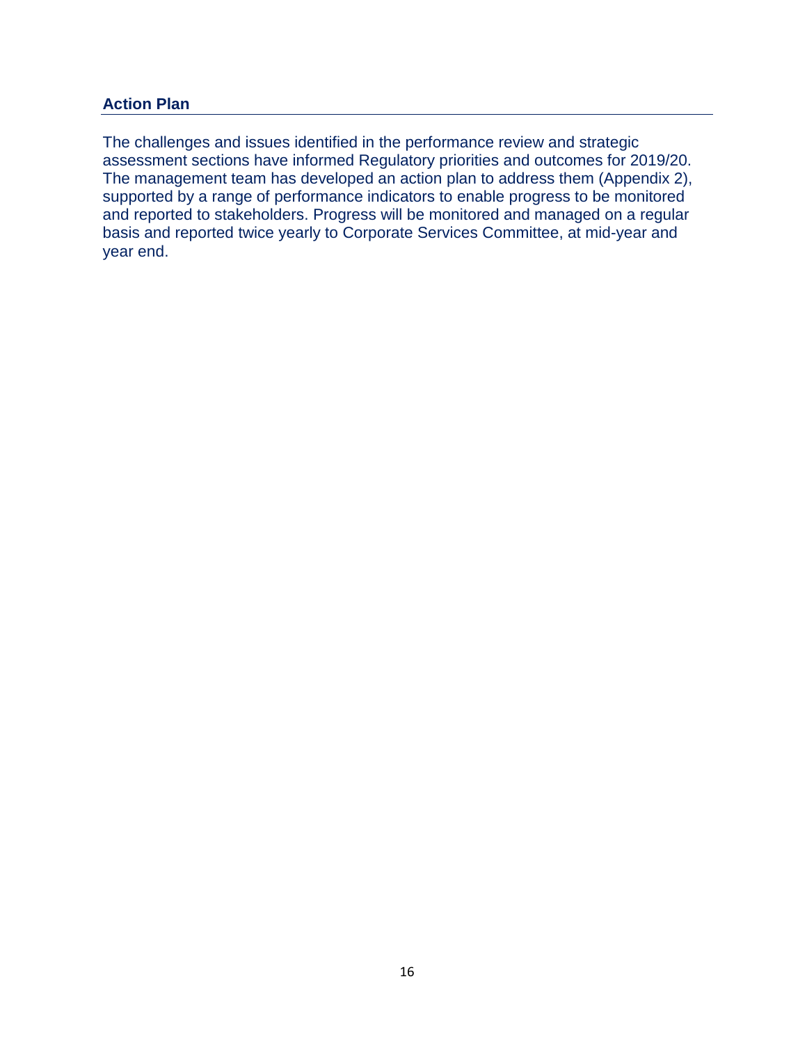## Action Plan

The challenges and issues identified in the performance review and strategic assessment sections have informed Regulatory priorities and outcomes for 2019/20. The management team has developed an action plan to address them (Appendix 2), supported by a range of performance indicators to enable progress to be monitored and reported to stakeholders. Progress will be monitored and managed on a regular basis and reported twice yearly to Corporate Services Committee, at mid-year and year end.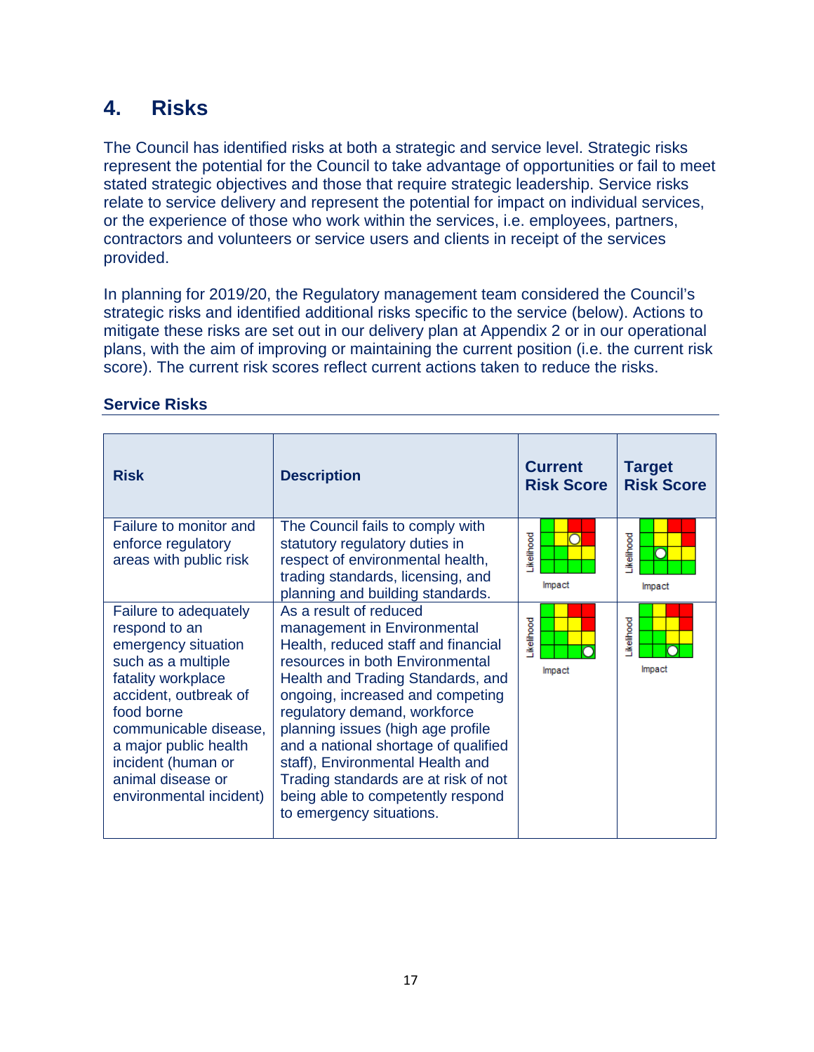## 4. Risks

The Council has identified risks at both a strategic and service level. Strategic risks represent the potential for the Council to take advantage of opportunities or fail to meet stated strategic objectives and those that require strategic leadership. Service risks relate to service delivery and represent the potential for impact on individual services, or the experience of those who work within the services, i.e. employees, partners, contractors and volunteers or service users and clients in receipt of the services provided.

In planning for 2019/20, the Regulatory management team considered the Council's strategic risks and identified additional risks specific to the service (below). Actions to mitigate these risks are set out in our delivery plan at Appendix 2 or in our operational plans, with the aim of improving or maintaining the current position (i.e. the current risk score). The current risk scores reflect current actions taken to reduce the risks.

### Service Risks

| Risk | Description | Current Risk Score | Target Risk Score |
|---|---|---|---|
| Failure to monitor and enforce regulatory areas with public risk | The Council fails to comply with statutory regulatory duties in respect of environmental health, trading standards, licensing, and planning and building standards. | Likelihood / Impact | Likelihood / Impact |
| Failure to adequately respond to an emergency situation such as a multiple fatality workplace accident, outbreak of food borne communicable disease, a major public health incident (human or animal disease or environmental incident) | As a result of reduced management in Environmental Health, reduced staff and financial resources in both Environmental Health and Trading Standards, and ongoing, increased and competing regulatory demand, workforce planning issues (high age profile and a national shortage of qualified staff), Environmental Health and Trading standards are at risk of not being able to competently respond to emergency situations. | Likelihood / Impact | Likelihood / Impact |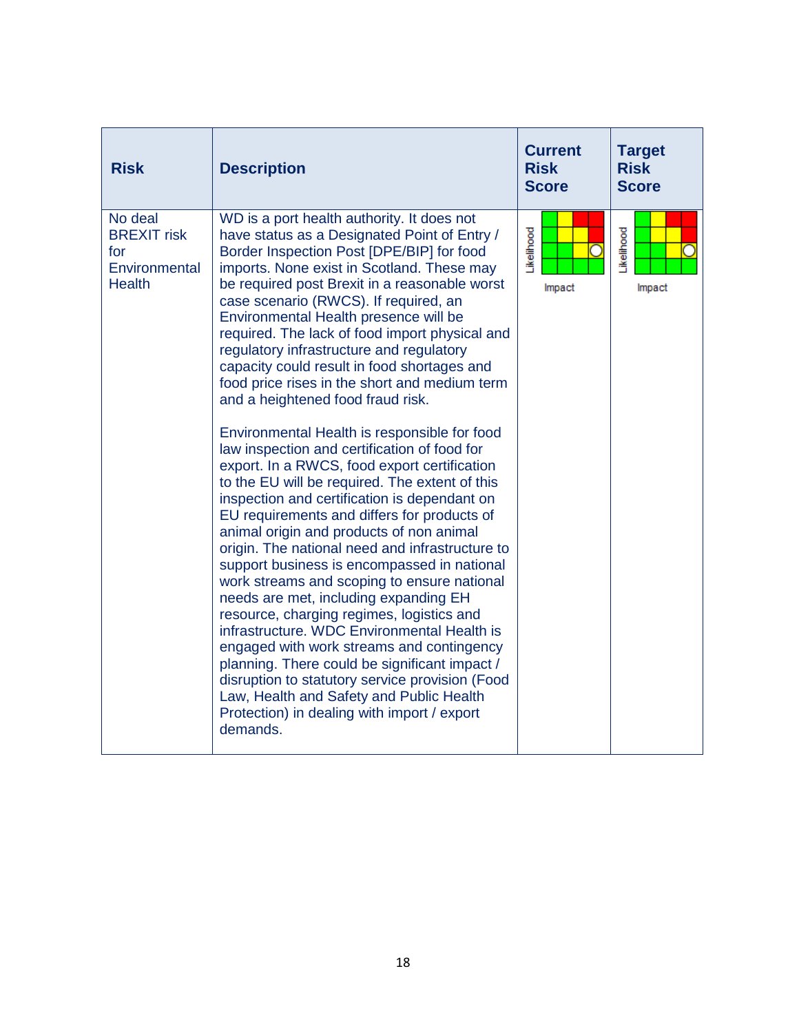| Risk | Description | Current Risk Score | Target Risk Score |
|---|---|---|---|
| No deal BREXIT risk for Environmental Health | WD is a port health authority. It does not have status as a Designated Point of Entry / Border Inspection Post [DPE/BIP] for food imports. None exist in Scotland. These may be required post Brexit in a reasonable worst case scenario (RWCS). If required, an Environmental Health presence will be required. The lack of food import physical and regulatory infrastructure and regulatory capacity could result in food shortages and food price rises in the short and medium term and a heightened food fraud risk.<br><br>Environmental Health is responsible for food law inspection and certification of food for export. In a RWCS, food export certification to the EU will be required. The extent of this inspection and certification is dependant on EU requirements and differs for products of animal origin and products of non animal origin. The national need and infrastructure to support business is encompassed in national work streams and scoping to ensure national needs are met, including expanding EH resource, charging regimes, logistics and infrastructure. WDC Environmental Health is engaged with work streams and contingency planning. There could be significant impact / disruption to statutory service provision (Food Law, Health and Safety and Public Health Protection) in dealing with import / export demands. | Likelihood / Impact | Likelihood / Impact |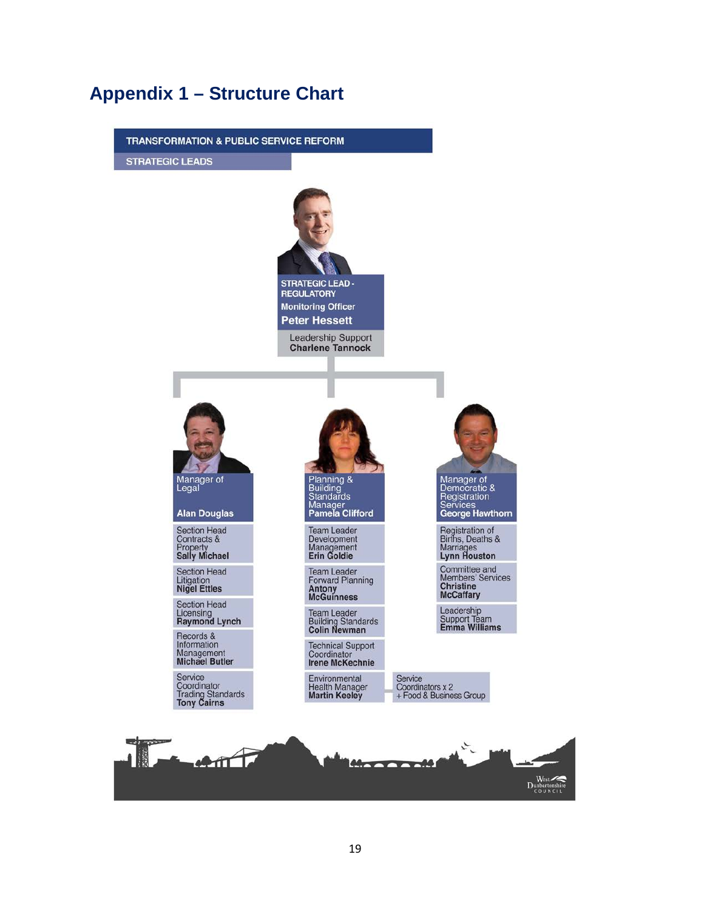# Appendix 1 – Structure Chart

**TRANSFORMATION & PUBLIC SERVICE REFORM**

**STRATEGIC LEADS**

**STRATEGIC LEAD - REGULATORY**
Monitoring Officer
**Peter Hessett**

Leadership Support
**Charlene Tannock**

---

**Manager of Legal**
**Alan Douglas**

- Section Head Contracts & Property **Sally Michael**
- Section Head Litigation **Nigel Ettles**
- Section Head Licensing **Raymond Lynch**
- Records & Information Management **Michael Butler**
- Service Coordinator Trading Standards **Tony Cairns**

**Planning & Building Standards Manager**
**Pamela Clifford**

- Team Leader Development Management **Erin Goldie**
- Team Leader Forward Planning **Antony McGuinness**
- Team Leader Building Standards **Colin Newman**
- Technical Support Coordinator **Irene McKechnie**
- Environmental Health Manager **Martin Keeley**
  - Service Coordinators x 2 + Food & Business Group

**Manager of Democratic & Registration Services**
**George Hawthorn**

- Registration of Births, Deaths & Marriages **Lynn Houston**
- Committee and Members' Services **Christine McCaffary**
- Leadership Support Team **Emma Williams**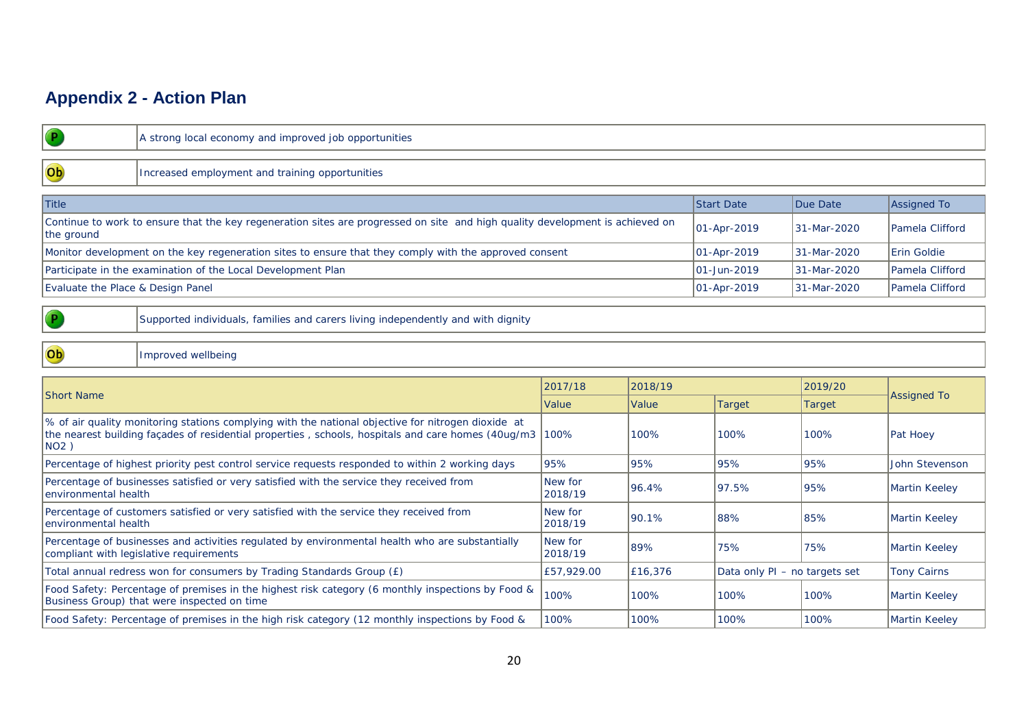## Appendix 2 - Action Plan

| P | A strong local economy and improved job opportunities |
|---|---|

| Ob | Increased employment and training opportunities |
|---|---|

| Title | Start Date | Due Date | Assigned To |
|---|---|---|---|
| Continue to work to ensure that the key regeneration sites are progressed on site and high quality development is achieved on the ground | 01-Apr-2019 | 31-Mar-2020 | Pamela Clifford |
| Monitor development on the key regeneration sites to ensure that they comply with the approved consent | 01-Apr-2019 | 31-Mar-2020 | Erin Goldie |
| Participate in the examination of the Local Development Plan | 01-Jun-2019 | 31-Mar-2020 | Pamela Clifford |
| Evaluate the Place & Design Panel | 01-Apr-2019 | 31-Mar-2020 | Pamela Clifford |

| P | Supported individuals, families and carers living independently and with dignity |
|---|---|

| Ob | Improved wellbeing |
|---|---|

| Short Name | 2017/18 | 2018/19 | | 2019/20 | Assigned To |
|---|---|---|---|---|---|
| | Value | Value | Target | Target | |
| % of air quality monitoring stations complying with the national objective for nitrogen dioxide at the nearest building façades of residential properties , schools, hospitals and care homes (40ug/m3 NO2 ) | 100% | 100% | 100% | 100% | Pat Hoey |
| Percentage of highest priority pest control service requests responded to within 2 working days | 95% | 95% | 95% | 95% | John Stevenson |
| Percentage of businesses satisfied or very satisfied with the service they received from environmental health | New for 2018/19 | 96.4% | 97.5% | 95% | Martin Keeley |
| Percentage of customers satisfied or very satisfied with the service they received from environmental health | New for 2018/19 | 90.1% | 88% | 85% | Martin Keeley |
| Percentage of businesses and activities regulated by environmental health who are substantially compliant with legislative requirements | New for 2018/19 | 89% | 75% | 75% | Martin Keeley |
| Total annual redress won for consumers by Trading Standards Group (£) | £57,929.00 | £16,376 | Data only PI – no targets set | | Tony Cairns |
| Food Safety: Percentage of premises in the highest risk category (6 monthly inspections by Food & Business Group) that were inspected on time | 100% | 100% | 100% | 100% | Martin Keeley |
| Food Safety: Percentage of premises in the high risk category (12 monthly inspections by Food & | 100% | 100% | 100% | 100% | Martin Keeley |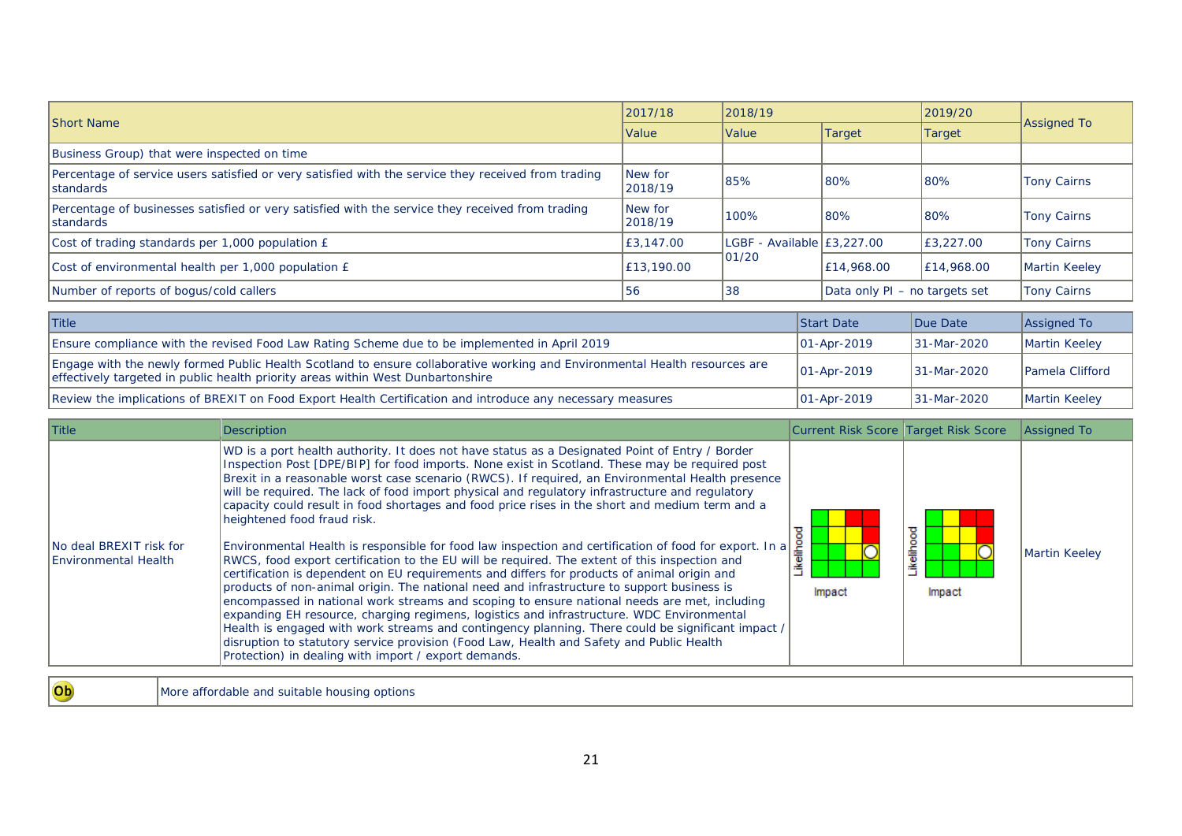| Short Name | 2017/18 | 2018/19 | | 2019/20 | Assigned To |
|---|---|---|---|---|---|
| | Value | Value | Target | Target | |
| Business Group) that were inspected on time | | | | | |
| Percentage of service users satisfied or very satisfied with the service they received from trading standards | New for 2018/19 | 85% | 80% | 80% | Tony Cairns |
| Percentage of businesses satisfied or very satisfied with the service they received from trading standards | New for 2018/19 | 100% | 80% | 80% | Tony Cairns |
| Cost of trading standards per 1,000 population £ | £3,147.00 | LGBF - Available 01/20 | £3,227.00 | £3,227.00 | Tony Cairns |
| Cost of environmental health per 1,000 population £ | £13,190.00 | | £14,968.00 | £14,968.00 | Martin Keeley |
| Number of reports of bogus/cold callers | 56 | 38 | Data only PI – no targets set | | Tony Cairns |

| Title | Start Date | Due Date | Assigned To |
|---|---|---|---|
| Ensure compliance with the revised Food Law Rating Scheme due to be implemented in April 2019 | 01-Apr-2019 | 31-Mar-2020 | Martin Keeley |
| Engage with the newly formed Public Health Scotland to ensure collaborative working and Environmental Health resources are effectively targeted in public health priority areas within West Dunbartonshire | 01-Apr-2019 | 31-Mar-2020 | Pamela Clifford |
| Review the implications of BREXIT on Food Export Health Certification and introduce any necessary measures | 01-Apr-2019 | 31-Mar-2020 | Martin Keeley |

| Title | Description | Current Risk Score | Target Risk Score | Assigned To |
|---|---|---|---|---|
| No deal BREXIT risk for Environmental Health | WD is a port health authority. It does not have status as a Designated Point of Entry / Border Inspection Post [DPE/BIP] for food imports. None exist in Scotland. These may be required post Brexit in a reasonable worst case scenario (RWCS). If required, an Environmental Health presence will be required. The lack of food import physical and regulatory infrastructure and regulatory capacity could result in food shortages and food price rises in the short and medium term and a heightened food fraud risk.<br><br>Environmental Health is responsible for food law inspection and certification of food for export. In a RWCS, food export certification to the EU will be required. The extent of this inspection and certification is dependent on EU requirements and differs for products of animal origin and products of non-animal origin. The national need and infrastructure to support business is encompassed in national work streams and scoping to ensure national needs are met, including expanding EH resource, charging regimens, logistics and infrastructure. WDC Environmental Health is engaged with work streams and contingency planning. There could be significant impact / disruption to statutory service provision (Food Law, Health and Safety and Public Health Protection) in dealing with import / export demands. | Likelihood / Impact | Likelihood / Impact | Martin Keeley |

| Ob | More affordable and suitable housing options |
|---|---|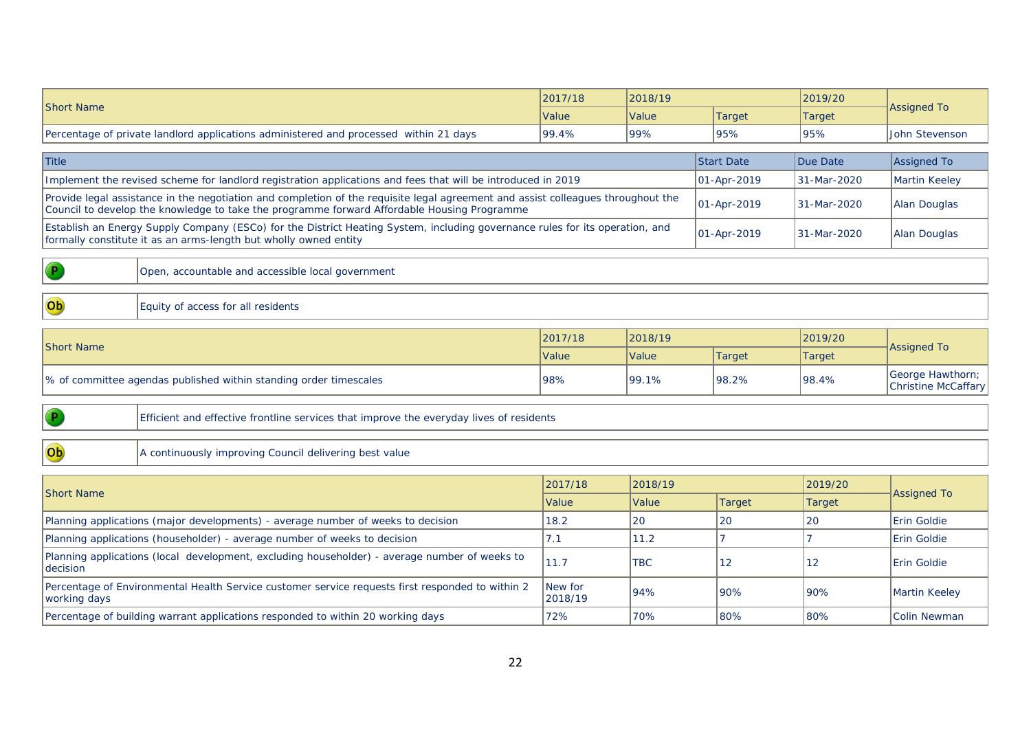| Short Name | 2017/18 | 2018/19 | | 2019/20 | Assigned To |
|---|---|---|---|---|---|
| | Value | Value | Target | Target | |
| Percentage of private landlord applications administered and processed within 21 days | 99.4% | 99% | 95% | 95% | John Stevenson |

| Title | Start Date | Due Date | Assigned To |
|---|---|---|---|
| Implement the revised scheme for landlord registration applications and fees that will be introduced in 2019 | 01-Apr-2019 | 31-Mar-2020 | Martin Keeley |
| Provide legal assistance in the negotiation and completion of the requisite legal agreement and assist colleagues throughout the Council to develop the knowledge to take the programme forward Affordable Housing Programme | 01-Apr-2019 | 31-Mar-2020 | Alan Douglas |
| Establish an Energy Supply Company (ESCo) for the District Heating System, including governance rules for its operation, and formally constitute it as an arms-length but wholly owned entity | 01-Apr-2019 | 31-Mar-2020 | Alan Douglas |

| P | Open, accountable and accessible local government |
|---|---|

| Ob | Equity of access for all residents |
|---|---|

| Short Name | 2017/18 | 2018/19 | | 2019/20 | Assigned To |
|---|---|---|---|---|---|
| | Value | Value | Target | Target | |
| % of committee agendas published within standing order timescales | 98% | 99.1% | 98.2% | 98.4% | George Hawthorn; Christine McCaffary |

| P | Efficient and effective frontline services that improve the everyday lives of residents |
|---|---|

| Ob | A continuously improving Council delivering best value |
|---|---|

| Short Name | 2017/18 | 2018/19 | | 2019/20 | Assigned To |
|---|---|---|---|---|---|
| | Value | Value | Target | Target | |
| Planning applications (major developments) - average number of weeks to decision | 18.2 | 20 | 20 | 20 | Erin Goldie |
| Planning applications (householder) - average number of weeks to decision | 7.1 | 11.2 | 7 | 7 | Erin Goldie |
| Planning applications (local development, excluding householder) - average number of weeks to decision | 11.7 | TBC | 12 | 12 | Erin Goldie |
| Percentage of Environmental Health Service customer service requests first responded to within 2 working days | New for 2018/19 | 94% | 90% | 90% | Martin Keeley |
| Percentage of building warrant applications responded to within 20 working days | 72% | 70% | 80% | 80% | Colin Newman |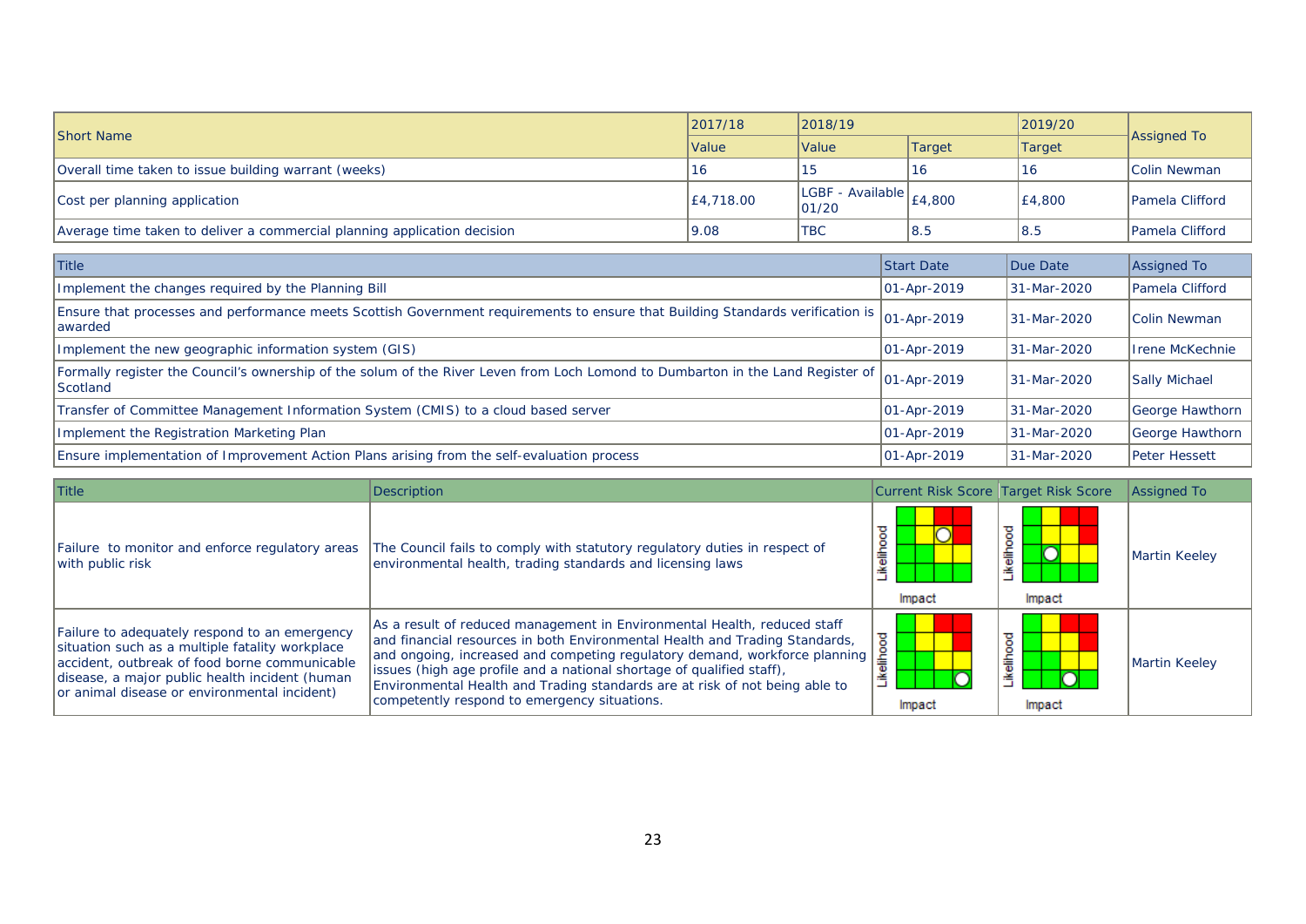| Short Name | 2017/18 | 2018/19 | | 2019/20 | Assigned To |
|---|---|---|---|---|---|
| | Value | Value | Target | Target | |
| Overall time taken to issue building warrant (weeks) | 16 | 15 | 16 | 16 | Colin Newman |
| Cost per planning application | £4,718.00 | LGBF - Available 01/20 | £4,800 | £4,800 | Pamela Clifford |
| Average time taken to deliver a commercial planning application decision | 9.08 | TBC | 8.5 | 8.5 | Pamela Clifford |

| Title | Start Date | Due Date | Assigned To |
|---|---|---|---|
| Implement the changes required by the Planning Bill | 01-Apr-2019 | 31-Mar-2020 | Pamela Clifford |
| Ensure that processes and performance meets Scottish Government requirements to ensure that Building Standards verification is awarded | 01-Apr-2019 | 31-Mar-2020 | Colin Newman |
| Implement the new geographic information system (GIS) | 01-Apr-2019 | 31-Mar-2020 | Irene McKechnie |
| Formally register the Council's ownership of the solum of the River Leven from Loch Lomond to Dumbarton in the Land Register of Scotland | 01-Apr-2019 | 31-Mar-2020 | Sally Michael |
| Transfer of Committee Management Information System (CMIS) to a cloud based server | 01-Apr-2019 | 31-Mar-2020 | George Hawthorn |
| Implement the Registration Marketing Plan | 01-Apr-2019 | 31-Mar-2020 | George Hawthorn |
| Ensure implementation of Improvement Action Plans arising from the self-evaluation process | 01-Apr-2019 | 31-Mar-2020 | Peter Hessett |

| Title | Description | Current Risk Score | Target Risk Score | Assigned To |
|---|---|---|---|---|
| Failure to monitor and enforce regulatory areas with public risk | The Council fails to comply with statutory regulatory duties in respect of environmental health, trading standards and licensing laws | | | Martin Keeley |
| Failure to adequately respond to an emergency situation such as a multiple fatality workplace accident, outbreak of food borne communicable disease, a major public health incident (human or animal disease or environmental incident) | As a result of reduced management in Environmental Health, reduced staff and financial resources in both Environmental Health and Trading Standards, and ongoing, increased and competing regulatory demand, workforce planning issues (high age profile and a national shortage of qualified staff), Environmental Health and Trading standards are at risk of not being able to competently respond to emergency situations. | | | Martin Keeley |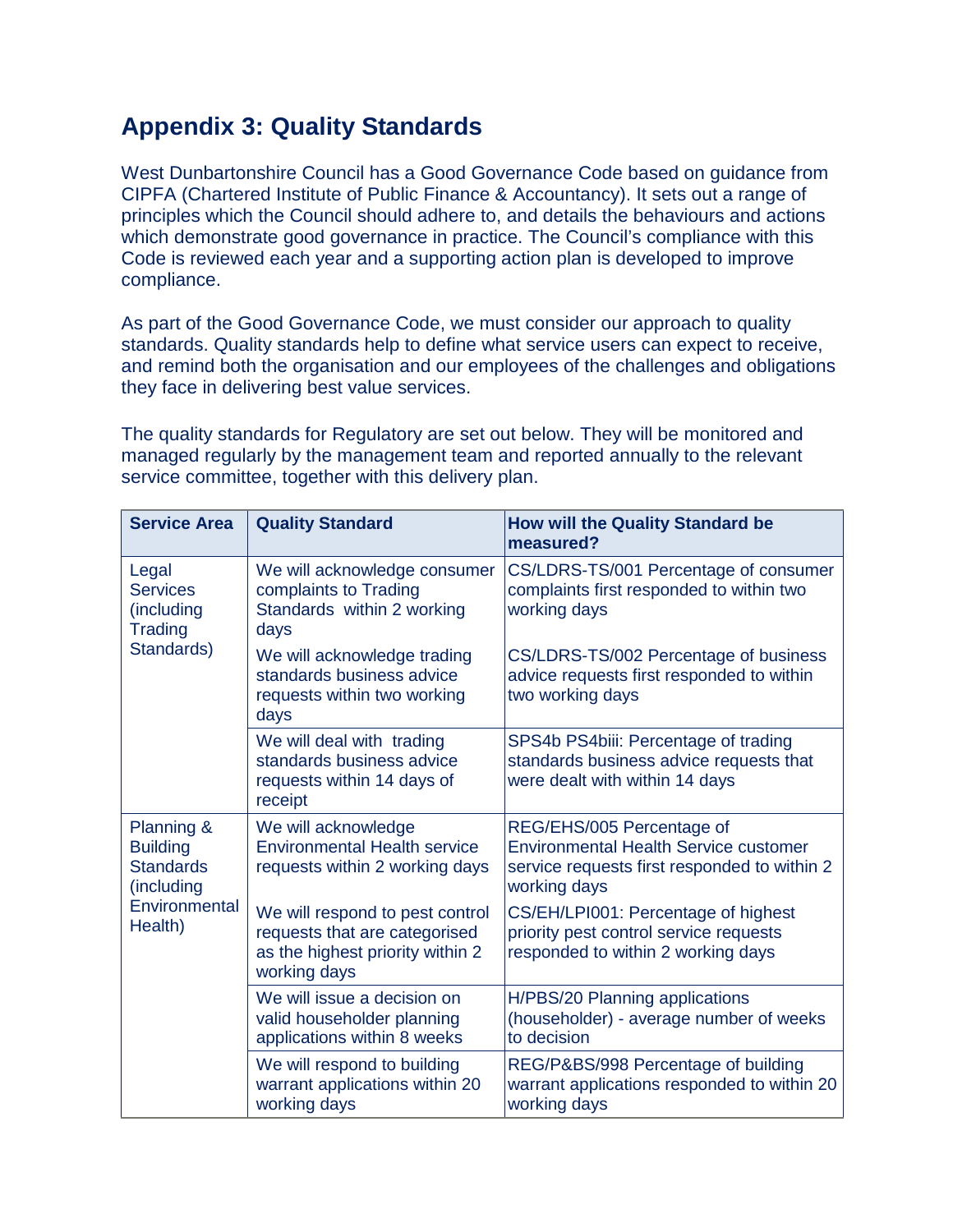## Appendix 3: Quality Standards

West Dunbartonshire Council has a Good Governance Code based on guidance from CIPFA (Chartered Institute of Public Finance & Accountancy). It sets out a range of principles which the Council should adhere to, and details the behaviours and actions which demonstrate good governance in practice. The Council's compliance with this Code is reviewed each year and a supporting action plan is developed to improve compliance.

As part of the Good Governance Code, we must consider our approach to quality standards. Quality standards help to define what service users can expect to receive, and remind both the organisation and our employees of the challenges and obligations they face in delivering best value services.

The quality standards for Regulatory are set out below. They will be monitored and managed regularly by the management team and reported annually to the relevant service committee, together with this delivery plan.

| Service Area | Quality Standard | How will the Quality Standard be measured? |
|---|---|---|
| Legal Services (including Trading Standards) | We will acknowledge consumer complaints to Trading Standards within 2 working days | CS/LDRS-TS/001 Percentage of consumer complaints first responded to within two working days |
| | We will acknowledge trading standards business advice requests within two working days | CS/LDRS-TS/002 Percentage of business advice requests first responded to within two working days |
| | We will deal with trading standards business advice requests within 14 days of receipt | SPS4b PS4biii: Percentage of trading standards business advice requests that were dealt with within 14 days |
| Planning & Building Standards (including Environmental Health) | We will acknowledge Environmental Health service requests within 2 working days | REG/EHS/005 Percentage of Environmental Health Service customer service requests first responded to within 2 working days |
| | We will respond to pest control requests that are categorised as the highest priority within 2 working days | CS/EH/LPI001: Percentage of highest priority pest control service requests responded to within 2 working days |
| | We will issue a decision on valid householder planning applications within 8 weeks | H/PBS/20 Planning applications (householder) - average number of weeks to decision |
| | We will respond to building warrant applications within 20 working days | REG/P&BS/998 Percentage of building warrant applications responded to within 20 working days |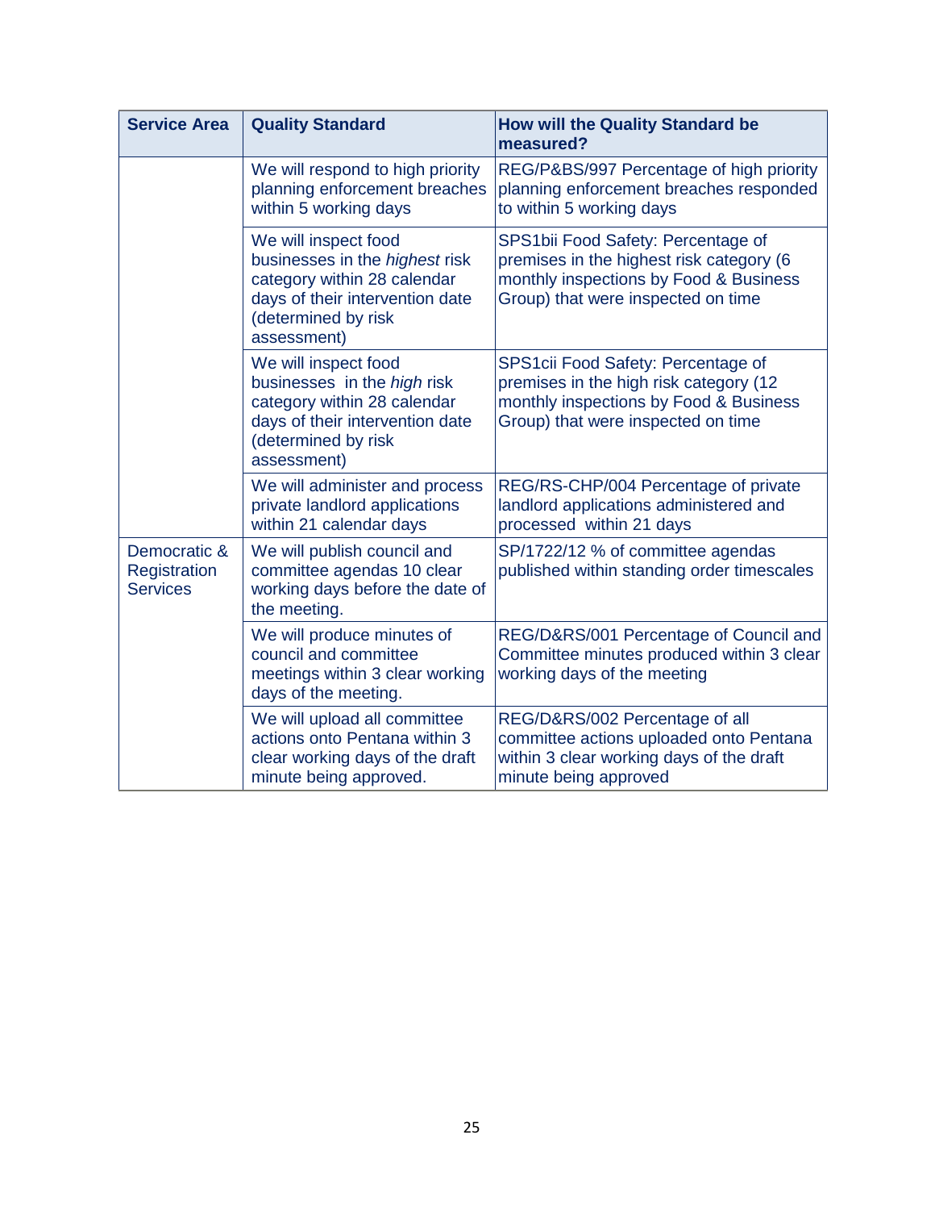| Service Area | Quality Standard | How will the Quality Standard be measured? |
|---|---|---|
| | We will respond to high priority planning enforcement breaches within 5 working days | REG/P&BS/997 Percentage of high priority planning enforcement breaches responded to within 5 working days |
| | We will inspect food businesses in the *highest* risk category within 28 calendar days of their intervention date (determined by risk assessment) | SPS1bii Food Safety: Percentage of premises in the highest risk category (6 monthly inspections by Food & Business Group) that were inspected on time |
| | We will inspect food businesses in the *high* risk category within 28 calendar days of their intervention date (determined by risk assessment) | SPS1cii Food Safety: Percentage of premises in the high risk category (12 monthly inspections by Food & Business Group) that were inspected on time |
| | We will administer and process private landlord applications within 21 calendar days | REG/RS-CHP/004 Percentage of private landlord applications administered and processed within 21 days |
| Democratic & Registration Services | We will publish council and committee agendas 10 clear working days before the date of the meeting. | SP/1722/12 % of committee agendas published within standing order timescales |
| | We will produce minutes of council and committee meetings within 3 clear working days of the meeting. | REG/D&RS/001 Percentage of Council and Committee minutes produced within 3 clear working days of the meeting |
| | We will upload all committee actions onto Pentana within 3 clear working days of the draft minute being approved. | REG/D&RS/002 Percentage of all committee actions uploaded onto Pentana within 3 clear working days of the draft minute being approved |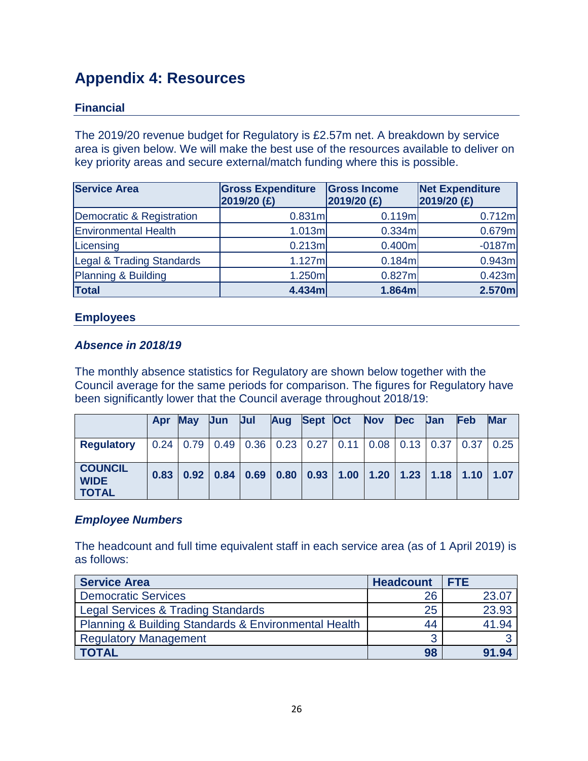# Appendix 4: Resources

## Financial

The 2019/20 revenue budget for Regulatory is £2.57m net. A breakdown by service area is given below. We will make the best use of the resources available to deliver on key priority areas and secure external/match funding where this is possible.

| Service Area | Gross Expenditure 2019/20 (£) | Gross Income 2019/20 (£) | Net Expenditure 2019/20 (£) |
|---|---|---|---|
| Democratic & Registration | 0.831m | 0.119m | 0.712m |
| Environmental Health | 1.013m | 0.334m | 0.679m |
| Licensing | 0.213m | 0.400m | -0187m |
| Legal & Trading Standards | 1.127m | 0.184m | 0.943m |
| Planning & Building | 1.250m | 0.827m | 0.423m |
| **Total** | **4.434m** | **1.864m** | **2.570m** |

## Employees

### *Absence in 2018/19*

The monthly absence statistics for Regulatory are shown below together with the Council average for the same periods for comparison. The figures for Regulatory have been significantly lower that the Council average throughout 2018/19:

| | Apr | May | Jun | Jul | Aug | Sept | Oct | Nov | Dec | Jan | Feb | Mar |
|---|---|---|---|---|---|---|---|---|---|---|---|---|
| **Regulatory** | 0.24 | 0.79 | 0.49 | 0.36 | 0.23 | 0.27 | 0.11 | 0.08 | 0.13 | 0.37 | 0.37 | 0.25 |
| **COUNCIL WIDE TOTAL** | **0.83** | **0.92** | **0.84** | **0.69** | **0.80** | **0.93** | **1.00** | **1.20** | **1.23** | **1.18** | **1.10** | **1.07** |

### *Employee Numbers*

The headcount and full time equivalent staff in each service area (as of 1 April 2019) is as follows:

| Service Area | Headcount | FTE |
|---|---|---|
| Democratic Services | 26 | 23.07 |
| Legal Services & Trading Standards | 25 | 23.93 |
| Planning & Building Standards & Environmental Health | 44 | 41.94 |
| Regulatory Management | 3 | 3 |
| **TOTAL** | **98** | **91.94** |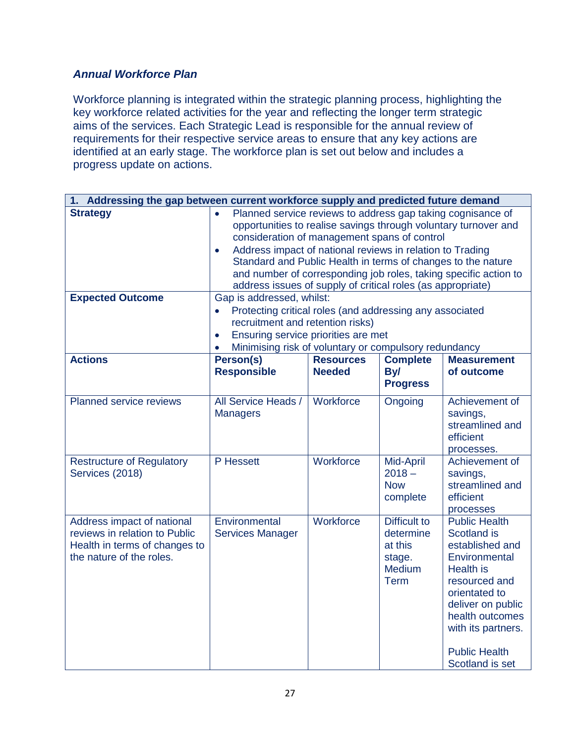### *Annual Workforce Plan*

Workforce planning is integrated within the strategic planning process, highlighting the key workforce related activities for the year and reflecting the longer term strategic aims of the services. Each Strategic Lead is responsible for the annual review of requirements for their respective service areas to ensure that any key actions are identified at an early stage. The workforce plan is set out below and includes a progress update on actions.

| **1. Addressing the gap between current workforce supply and predicted future demand** | | | | |
|---|---|---|---|---|
| **Strategy** | • Planned service reviews to address gap taking cognisance of opportunities to realise savings through voluntary turnover and consideration of management spans of control<br>• Address impact of national reviews in relation to Trading Standard and Public Health in terms of changes to the nature and number of corresponding job roles, taking specific action to address issues of supply of critical roles (as appropriate) | | | |
| **Expected Outcome** | Gap is addressed, whilst:<br>• Protecting critical roles (and addressing any associated recruitment and retention risks)<br>• Ensuring service priorities are met<br>• Minimising risk of voluntary or compulsory redundancy | | | |
| **Actions** | **Person(s) Responsible** | **Resources Needed** | **Complete By/ Progress** | **Measurement of outcome** |
| Planned service reviews | All Service Heads / Managers | Workforce | Ongoing | Achievement of savings, streamlined and efficient processes. |
| Restructure of Regulatory Services (2018) | P Hessett | Workforce | Mid-April 2018 – Now complete | Achievement of savings, streamlined and efficient processes |
| Address impact of national reviews in relation to Public Health in terms of changes to the nature of the roles. | Environmental Services Manager | Workforce | Difficult to determine at this stage. Medium Term | Public Health Scotland is established and Environmental Health is resourced and orientated to deliver on public health outcomes with its partners.<br><br>Public Health Scotland is set |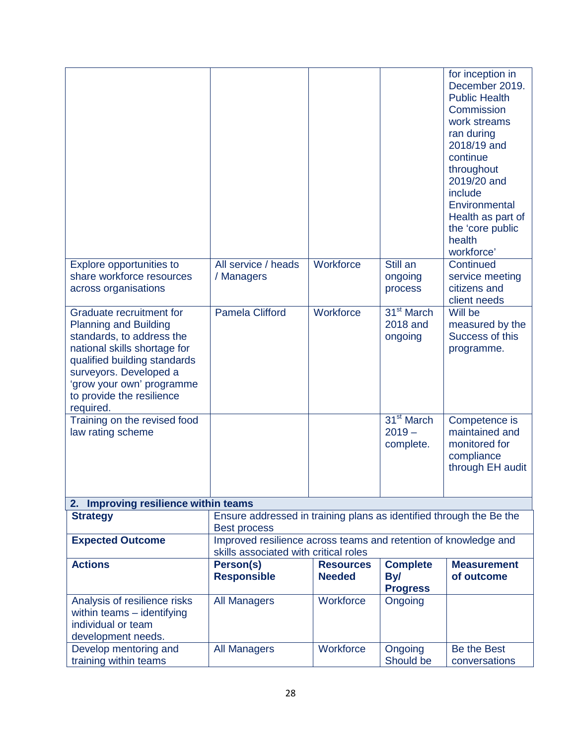| | | | | for inception in December 2019. Public Health Commission work streams ran during 2018/19 and continue throughout 2019/20 and include Environmental Health as part of the 'core public health workforce' |
|---|---|---|---|---|
| Explore opportunities to share workforce resources across organisations | All service / heads / Managers | Workforce | Still an ongoing process | Continued service meeting citizens and client needs |
| Graduate recruitment for Planning and Building standards, to address the national skills shortage for qualified building standards surveyors. Developed a 'grow your own' programme to provide the resilience required. | Pamela Clifford | Workforce | 31st March 2018 and ongoing | Will be measured by the Success of this programme. |
| Training on the revised food law rating scheme | | | 31st March 2019 – complete. | Competence is maintained and monitored for compliance through EH audit |

**2. Improving resilience within teams**

| **Strategy** | Ensure addressed in training plans as identified through the Be the Best process | | | |
|---|---|---|---|---|
| **Expected Outcome** | Improved resilience across teams and retention of knowledge and skills associated with critical roles | | | |
| **Actions** | **Person(s) Responsible** | **Resources Needed** | **Complete By/ Progress** | **Measurement of outcome** |
| Analysis of resilience risks within teams – identifying individual or team development needs. | All Managers | Workforce | Ongoing | |
| Develop mentoring and training within teams | All Managers | Workforce | Ongoing Should be | Be the Best conversations |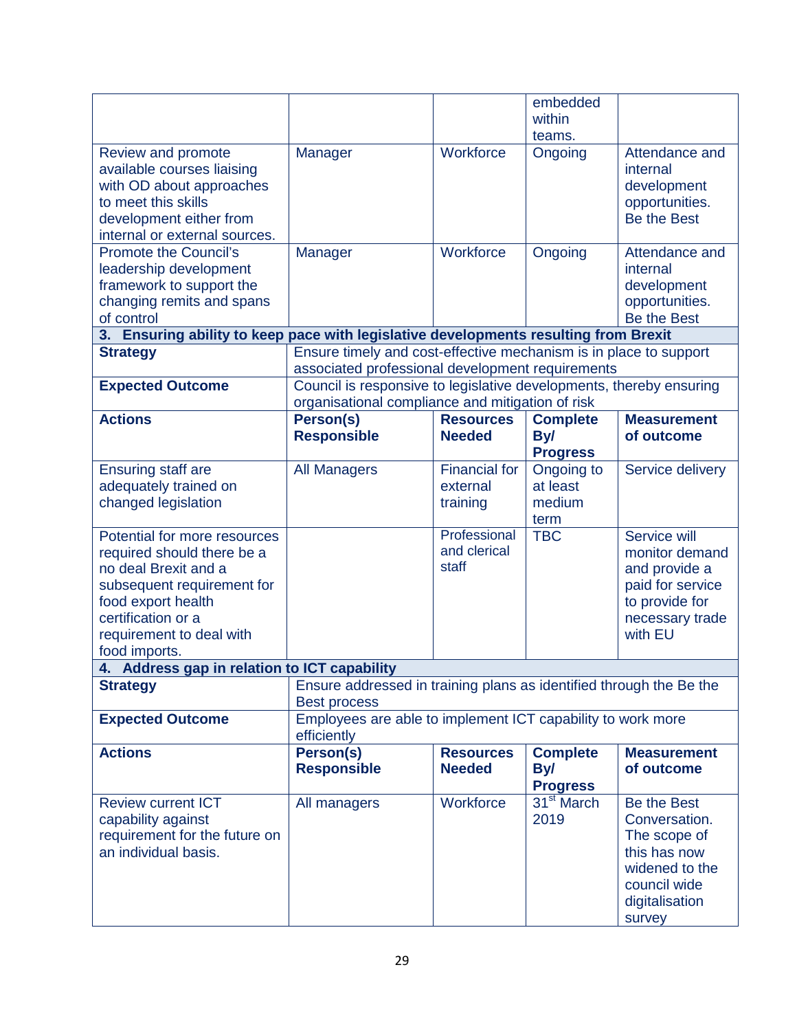| | | | embedded within teams. | |
|---|---|---|---|---|
| Review and promote available courses liaising with OD about approaches to meet this skills development either from internal or external sources. | Manager | Workforce | Ongoing | Attendance and internal development opportunities. Be the Best |
| Promote the Council's leadership development framework to support the changing remits and spans of control | Manager | Workforce | Ongoing | Attendance and internal development opportunities. Be the Best |
| **3. Ensuring ability to keep pace with legislative developments resulting from Brexit** | | | | |
| **Strategy** | Ensure timely and cost-effective mechanism is in place to support associated professional development requirements | | | |
| **Expected Outcome** | Council is responsive to legislative developments, thereby ensuring organisational compliance and mitigation of risk | | | |
| **Actions** | **Person(s) Responsible** | **Resources Needed** | **Complete By/ Progress** | **Measurement of outcome** |
| Ensuring staff are adequately trained on changed legislation | All Managers | Financial for external training | Ongoing to at least medium term | Service delivery |
| Potential for more resources required should there be a no deal Brexit and a subsequent requirement for food export health certification or a requirement to deal with food imports. | | Professional and clerical staff | TBC | Service will monitor demand and provide a paid for service to provide for necessary trade with EU |
| **4. Address gap in relation to ICT capability** | | | | |
| **Strategy** | Ensure addressed in training plans as identified through the Be the Best process | | | |
| **Expected Outcome** | Employees are able to implement ICT capability to work more efficiently | | | |
| **Actions** | **Person(s) Responsible** | **Resources Needed** | **Complete By/ Progress** | **Measurement of outcome** |
| Review current ICT capability against requirement for the future on an individual basis. | All managers | Workforce | 31st March 2019 | Be the Best Conversation. The scope of this has now widened to the council wide digitalisation survey |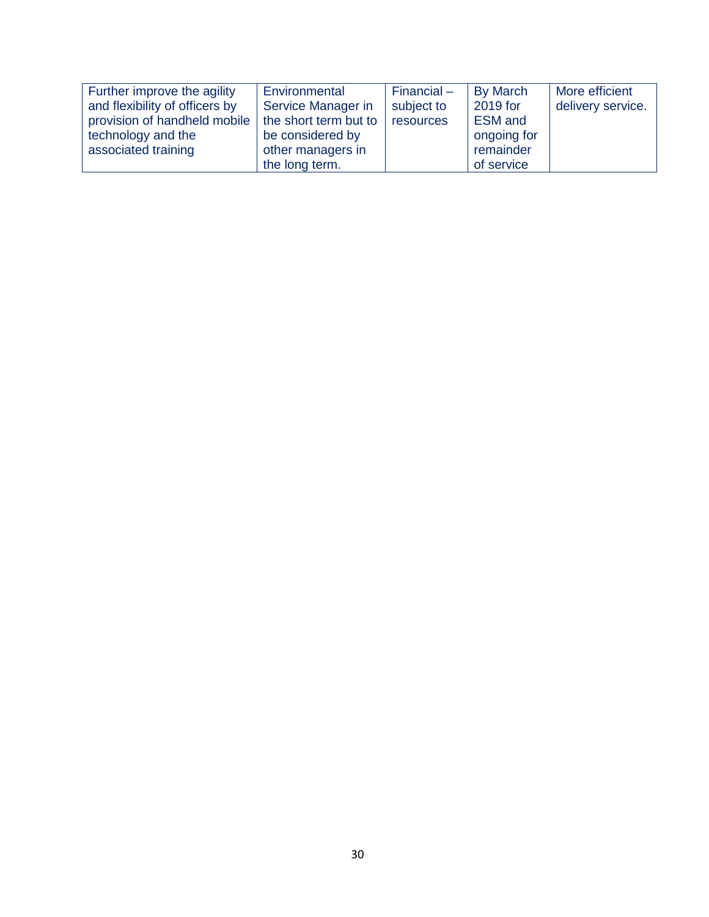| | | | | |
|---|---|---|---|---|
| Further improve the agility and flexibility of officers by provision of handheld mobile technology and the associated training | Environmental Service Manager in the short term but to be considered by other managers in the long term. | Financial – subject to resources | By March 2019 for ESM and ongoing for remainder of service | More efficient delivery service. |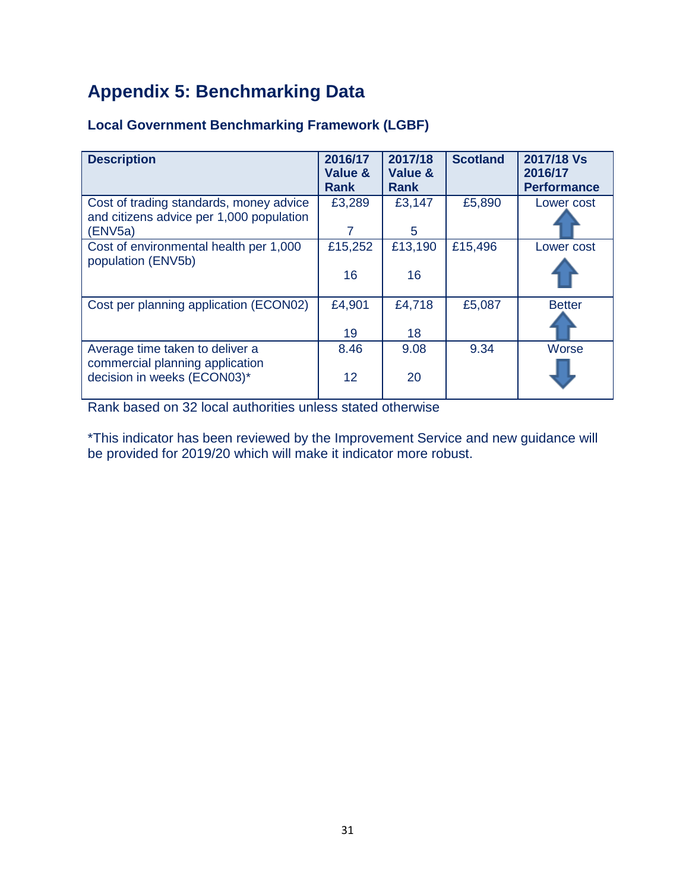# Appendix 5: Benchmarking Data

### Local Government Benchmarking Framework (LGBF)

| Description | 2016/17 Value & Rank | 2017/18 Value & Rank | Scotland | 2017/18 Vs 2016/17 Performance |
|---|---|---|---|---|
| Cost of trading standards, money advice and citizens advice per 1,000 population (ENV5a) | £3,289<br>7 | £3,147<br>5 | £5,890 | Lower cost |
| Cost of environmental health per 1,000 population (ENV5b) | £15,252<br>16 | £13,190<br>16 | £15,496 | Lower cost |
| Cost per planning application (ECON02) | £4,901<br>19 | £4,718<br>18 | £5,087 | Better |
| Average time taken to deliver a commercial planning application decision in weeks (ECON03)* | 8.46<br>12 | 9.08<br>20 | 9.34 | Worse |

Rank based on 32 local authorities unless stated otherwise

*This indicator has been reviewed by the Improvement Service and new guidance will be provided for 2019/20 which will make it indicator more robust.